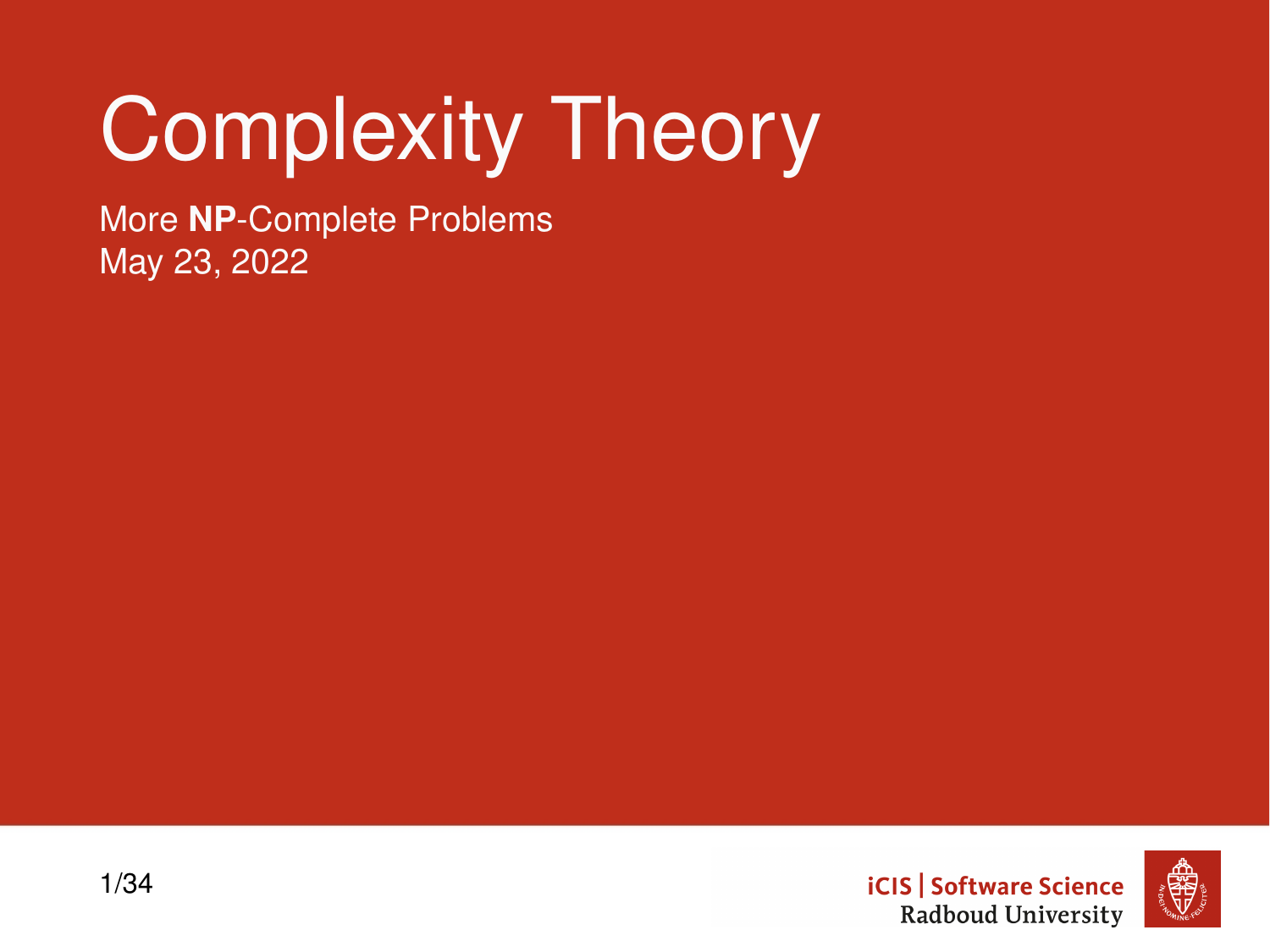# Complexity Theory

More **NP**-Complete Problems
May 23, 2022

iCIS | Software Science
Radboud University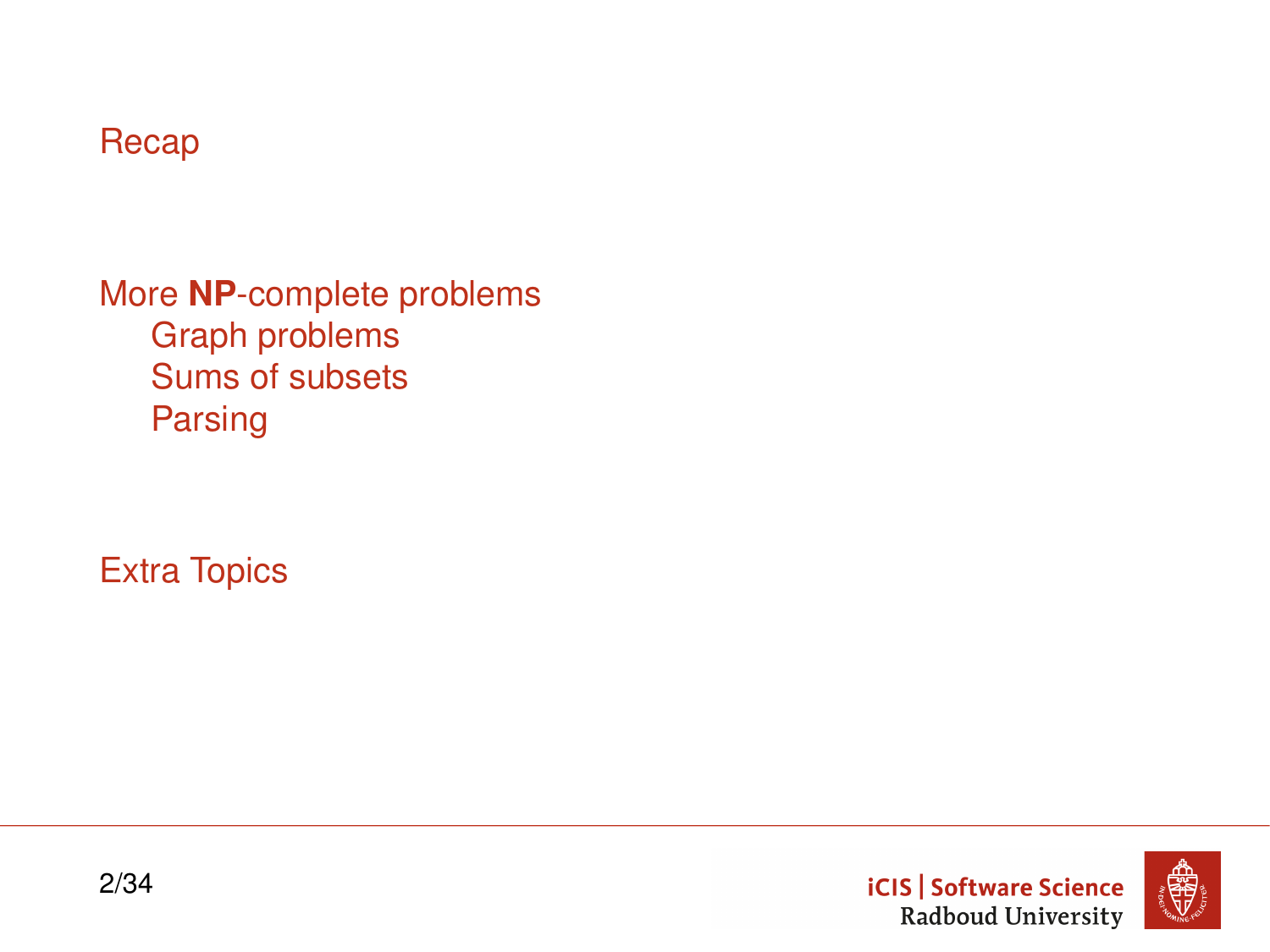- Recap
- More **NP**-complete problems
  - Graph problems
  - Sums of subsets
  - Parsing
- Extra Topics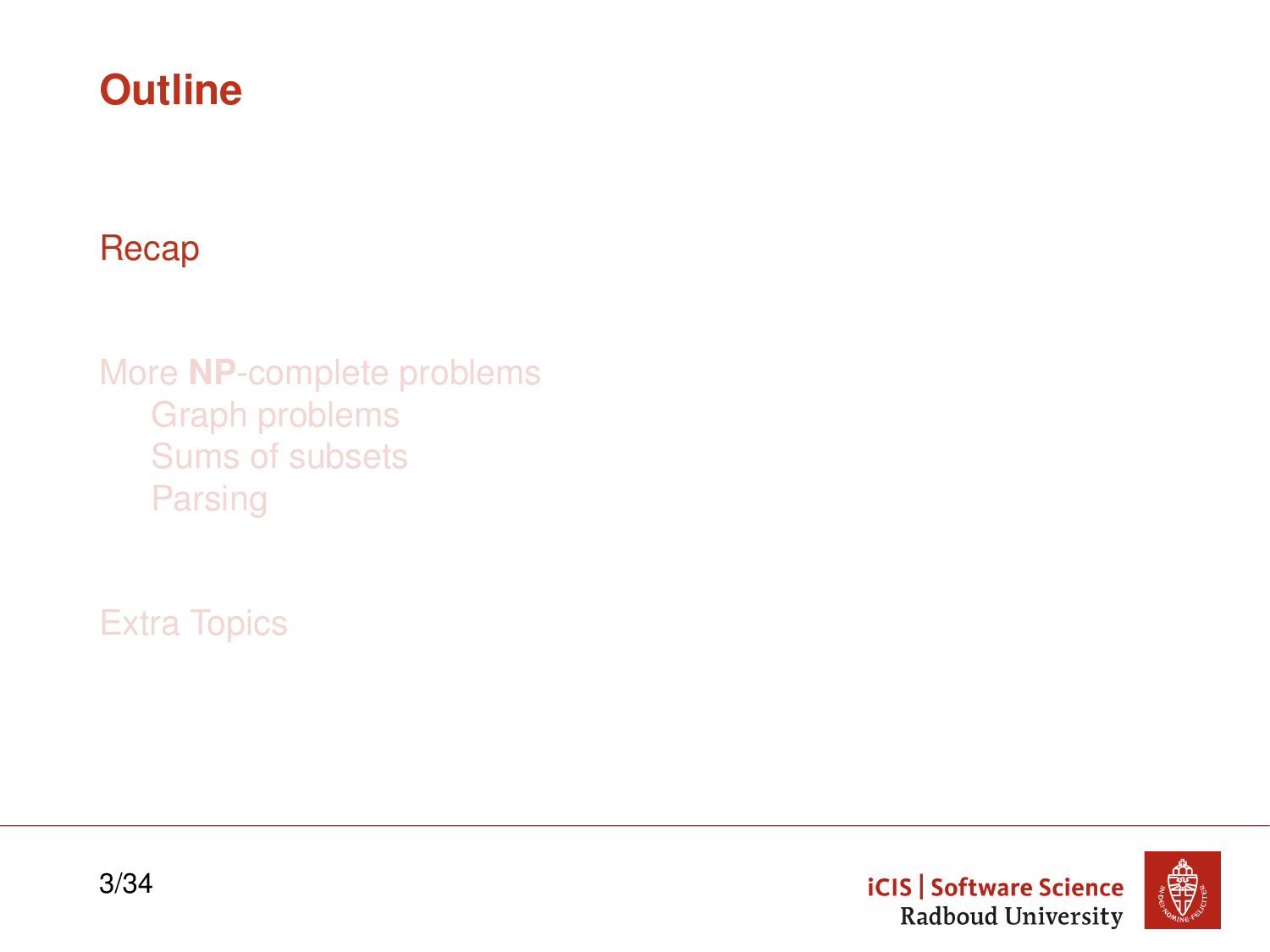# Outline

Recap

More **NP**-complete problems
- Graph problems
- Sums of subsets
- Parsing

Extra Topics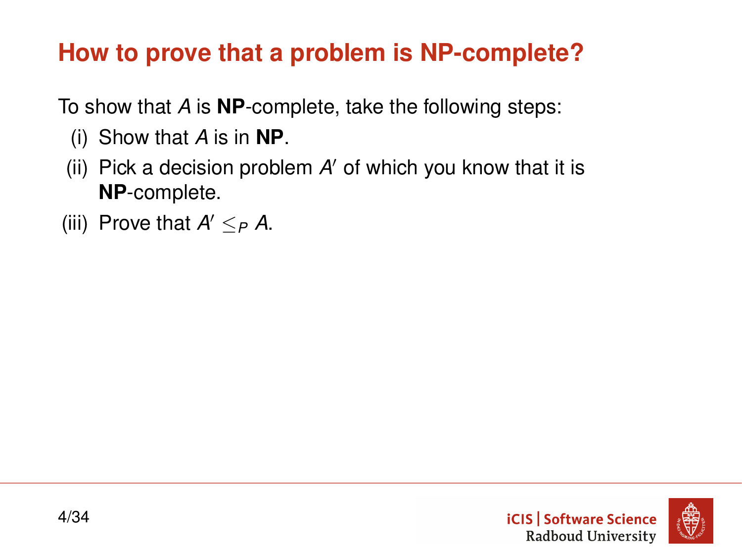# How to prove that a problem is NP-complete?

To show that $A$ is **NP**-complete, take the following steps:

(i) Show that $A$ is in **NP**.

(ii) Pick a decision problem $A'$ of which you know that it is **NP**-complete.

(iii) Prove that $A' \leq_P A$.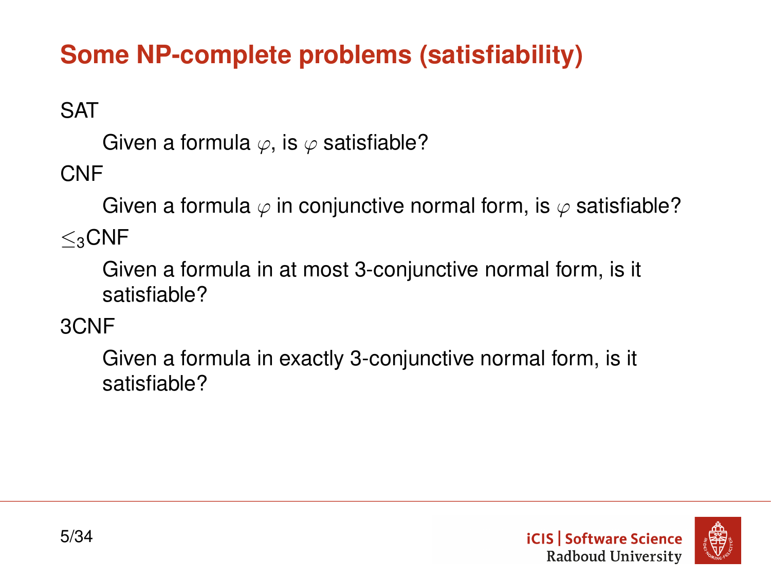# Some NP-complete problems (satisfiability)

SAT

Given a formula $\varphi$, is $\varphi$ satisfiable?

CNF

Given a formula $\varphi$ in conjunctive normal form, is $\varphi$ satisfiable?

$\leq_3$CNF

Given a formula in at most 3-conjunctive normal form, is it satisfiable?

3CNF

Given a formula in exactly 3-conjunctive normal form, is it satisfiable?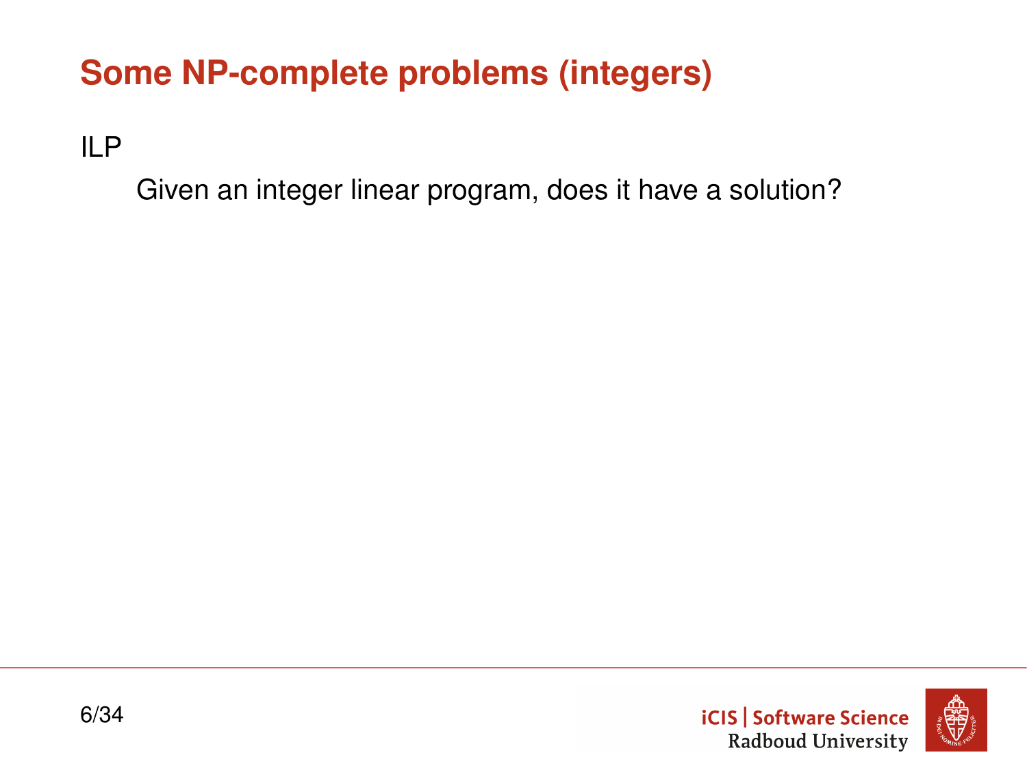# Some NP-complete problems (integers)

ILP

Given an integer linear program, does it have a solution?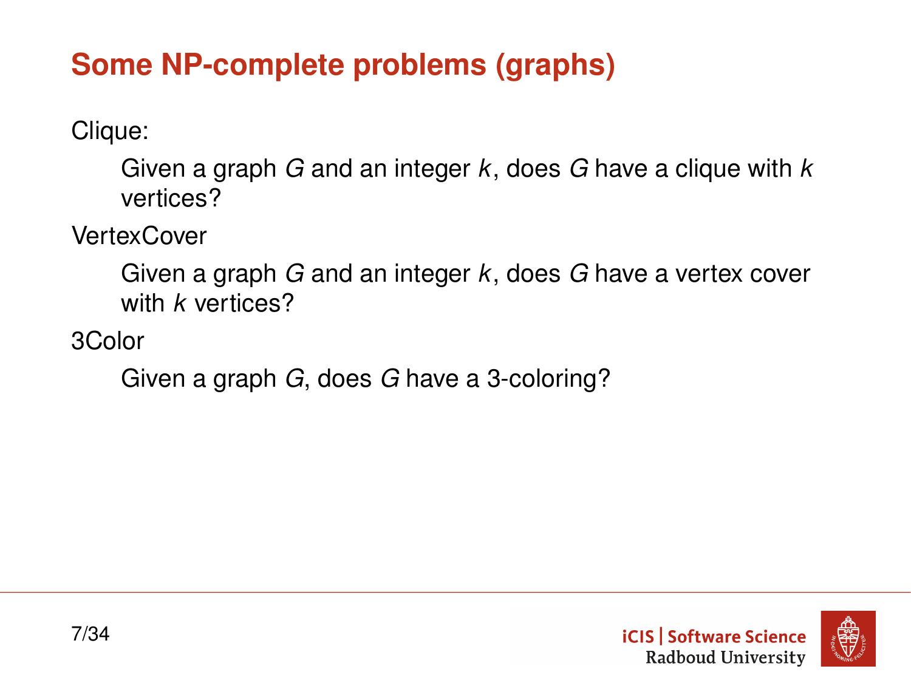# Some NP-complete problems (graphs)

Clique:

> Given a graph $G$ and an integer $k$, does $G$ have a clique with $k$ vertices?

VertexCover

> Given a graph $G$ and an integer $k$, does $G$ have a vertex cover with $k$ vertices?

3Color

> Given a graph $G$, does $G$ have a 3-coloring?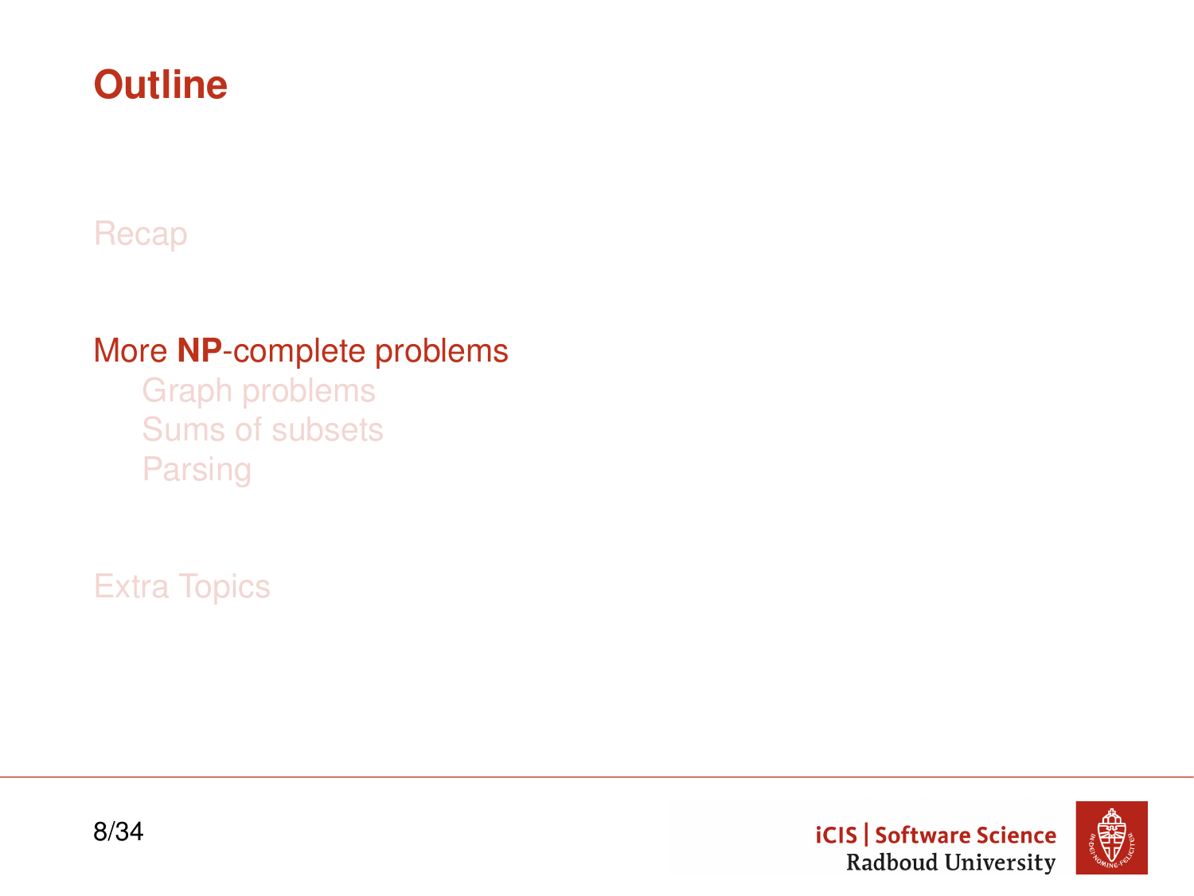# Outline

Recap

More **NP**-complete problems

- Graph problems
- Sums of subsets
- Parsing

Extra Topics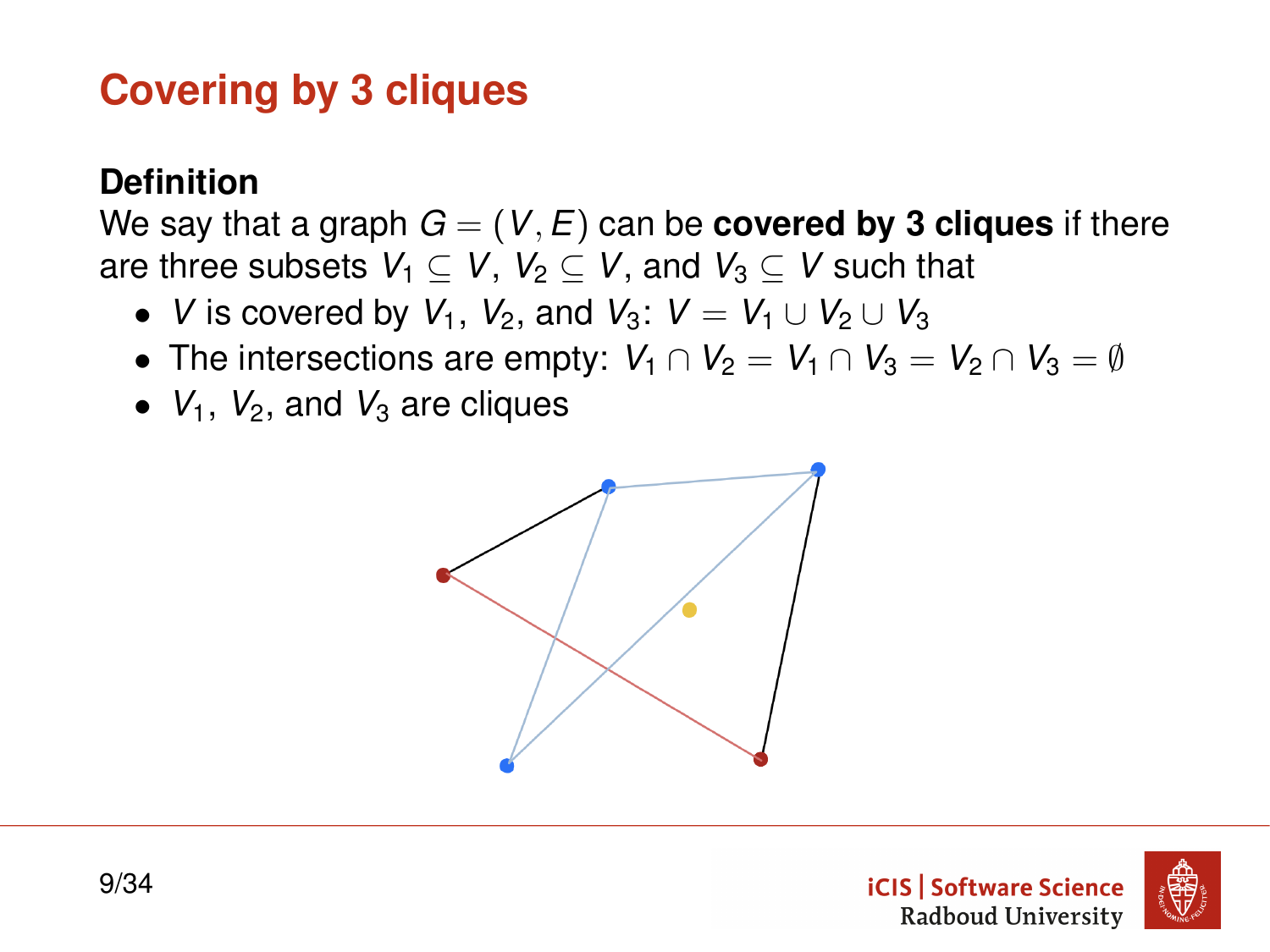# Covering by 3 cliques

**Definition**

We say that a graph $G = (V, E)$ can be **covered by 3 cliques** if there are three subsets $V_1 \subseteq V$, $V_2 \subseteq V$, and $V_3 \subseteq V$ such that

- $V$ is covered by $V_1$, $V_2$, and $V_3$: $V = V_1 \cup V_2 \cup V_3$
- The intersections are empty: $V_1 \cap V_2 = V_1 \cap V_3 = V_2 \cap V_3 = \emptyset$
- $V_1$, $V_2$, and $V_3$ are cliques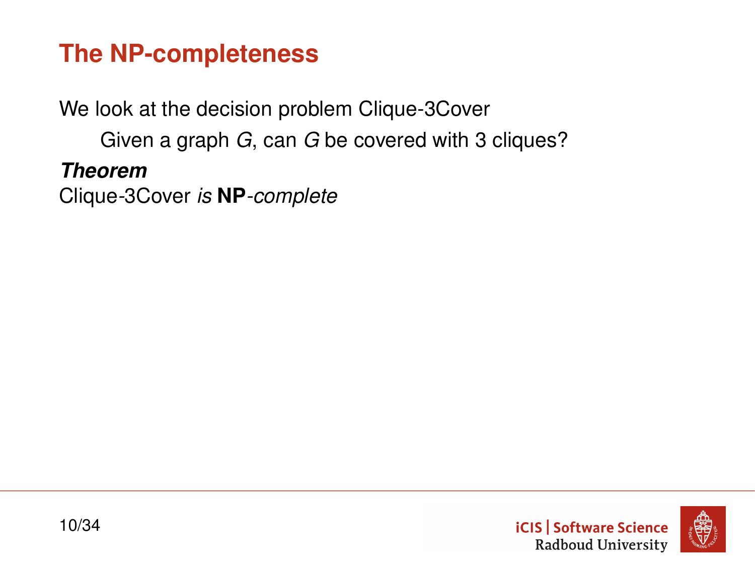# The NP-completeness

We look at the decision problem Clique-3Cover

> Given a graph *G*, can *G* be covered with 3 cliques?

***Theorem***

Clique-3Cover *is* **NP***-complete*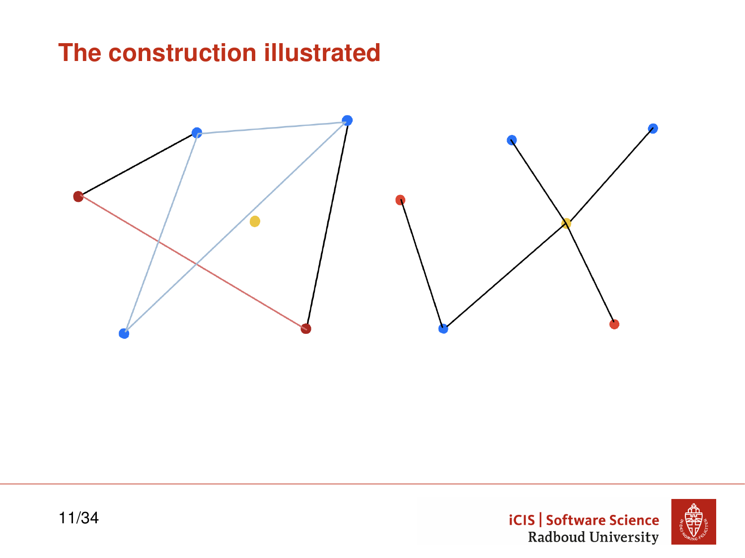# The construction illustrated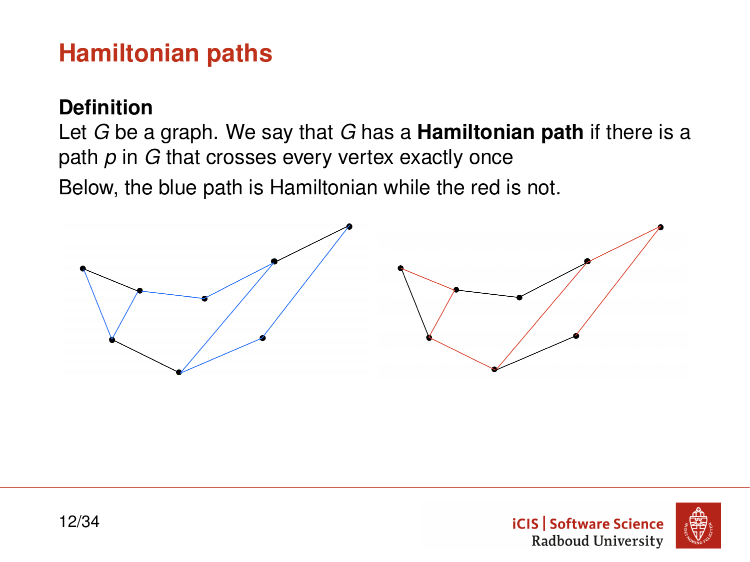# Hamiltonian paths

**Definition**

Let $G$ be a graph. We say that $G$ has a **Hamiltonian path** if there is a path $p$ in $G$ that crosses every vertex exactly once

Below, the blue path is Hamiltonian while the red is not.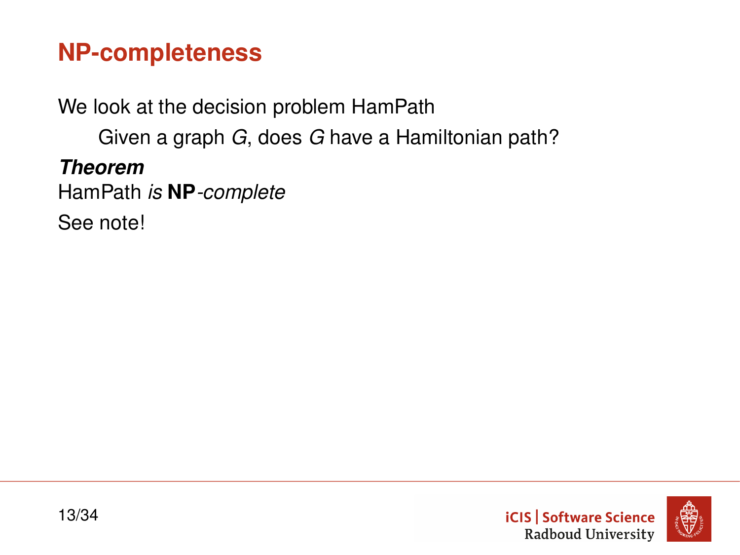# NP-completeness

We look at the decision problem HamPath

> Given a graph $G$, does $G$ have a Hamiltonian path?

***Theorem***

HamPath *is* **NP***-complete*

See note!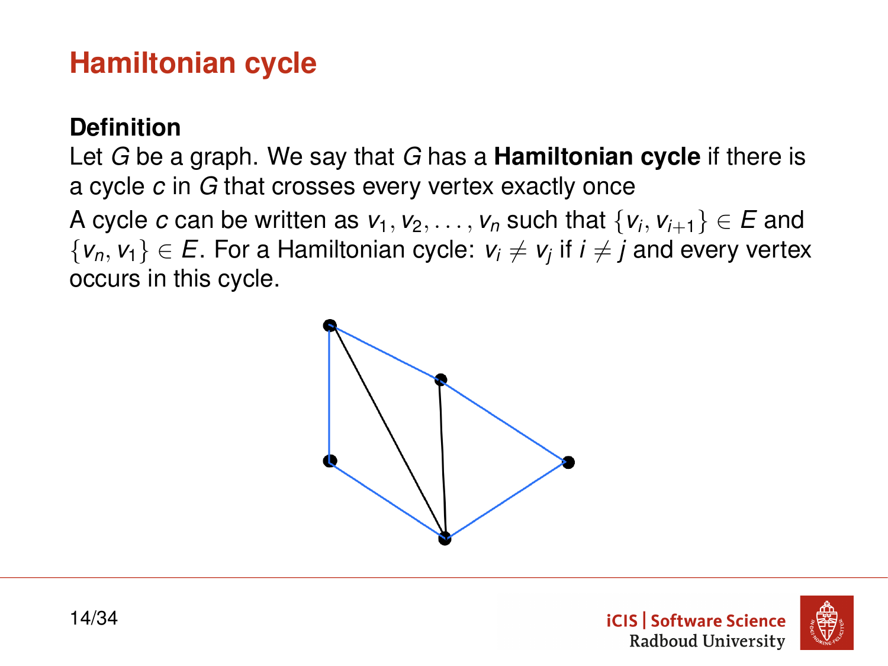# Hamiltonian cycle

**Definition**

Let $G$ be a graph. We say that $G$ has a **Hamiltonian cycle** if there is a cycle $c$ in $G$ that crosses every vertex exactly once

A cycle $c$ can be written as $v_1, v_2, \ldots, v_n$ such that $\{v_i, v_{i+1}\} \in E$ and $\{v_n, v_1\} \in E$. For a Hamiltonian cycle: $v_i \neq v_j$ if $i \neq j$ and every vertex occurs in this cycle.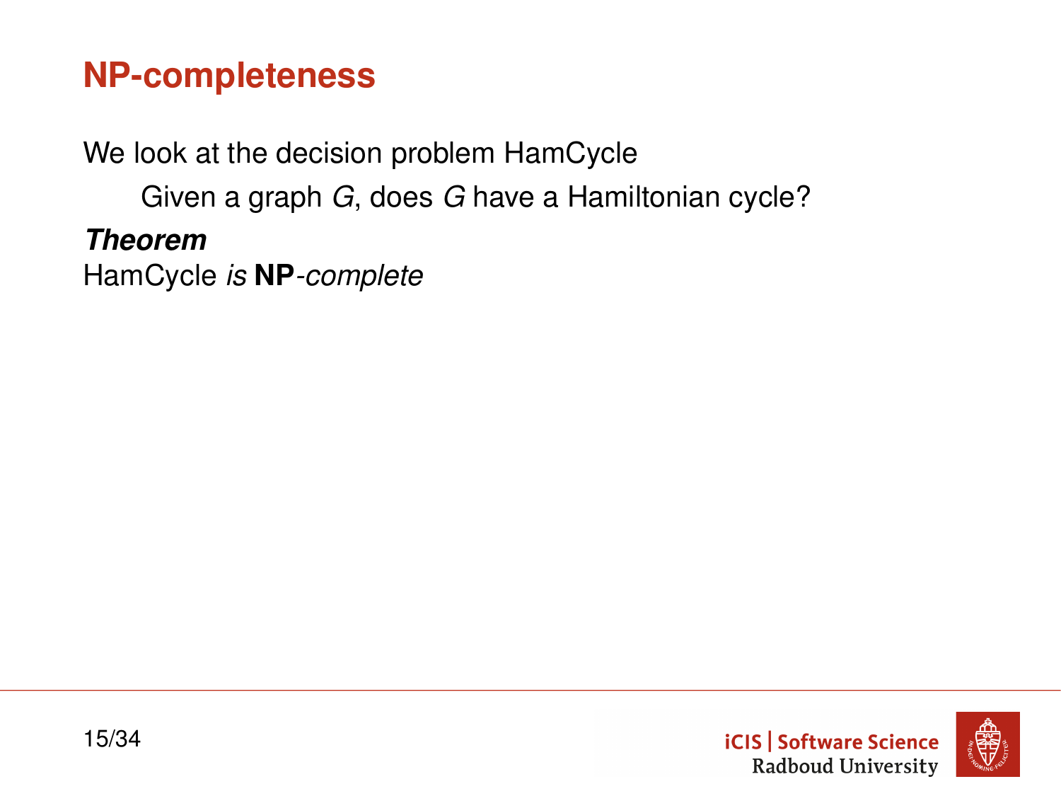# NP-completeness

We look at the decision problem HamCycle

> Given a graph $G$, does $G$ have a Hamiltonian cycle?

***Theorem***
HamCycle *is* **NP***-complete*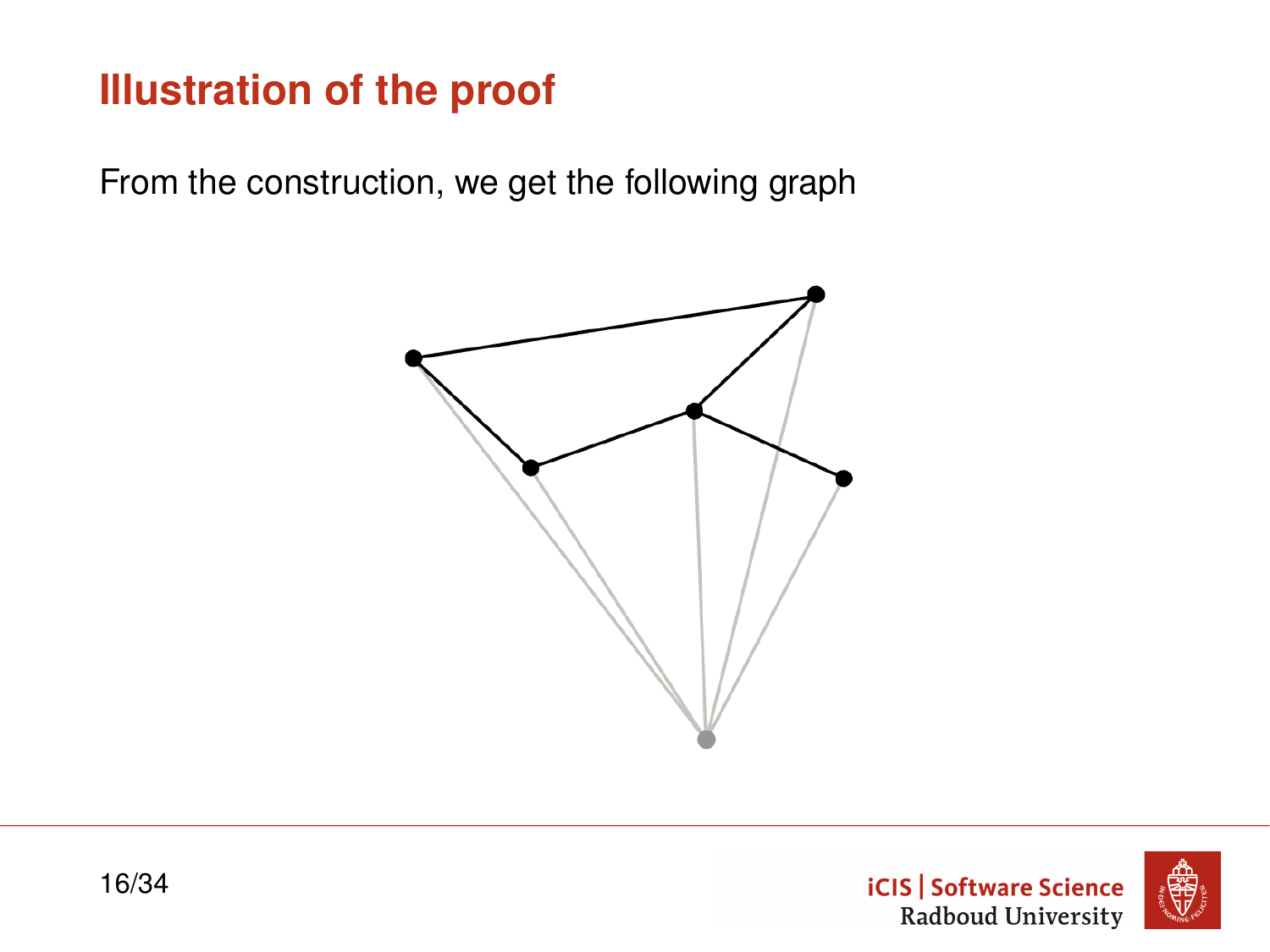# Illustration of the proof

From the construction, we get the following graph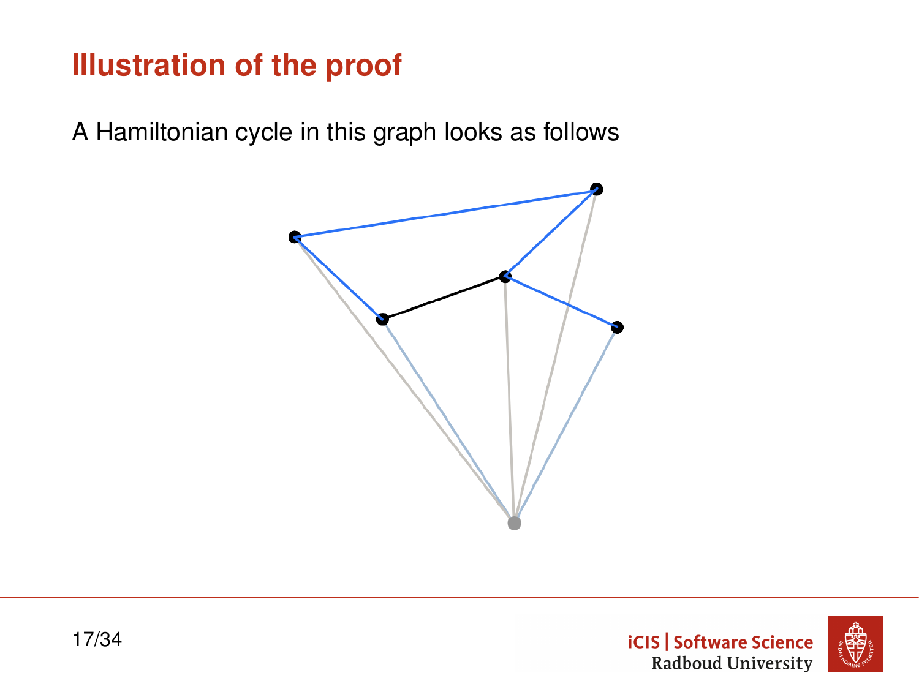# Illustration of the proof

A Hamiltonian cycle in this graph looks as follows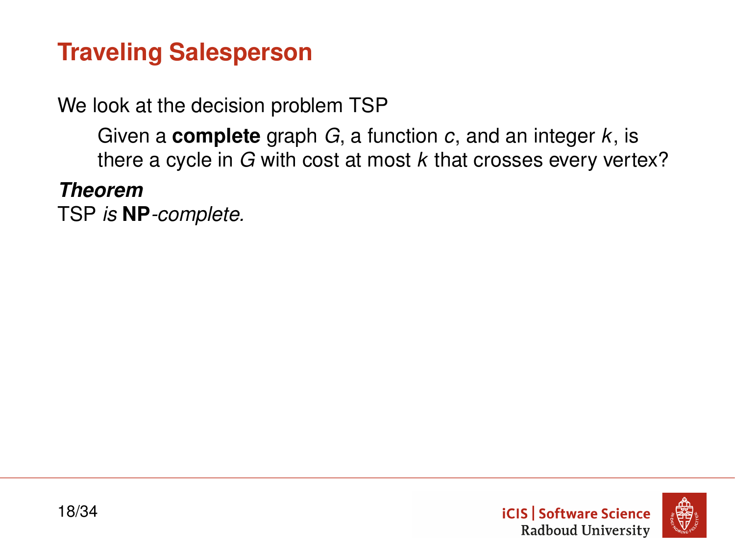# Traveling Salesperson

We look at the decision problem TSP

> Given a **complete** graph $G$, a function $c$, and an integer $k$, is there a cycle in $G$ with cost at most $k$ that crosses every vertex?

***Theorem***
TSP *is* **NP***-complete.*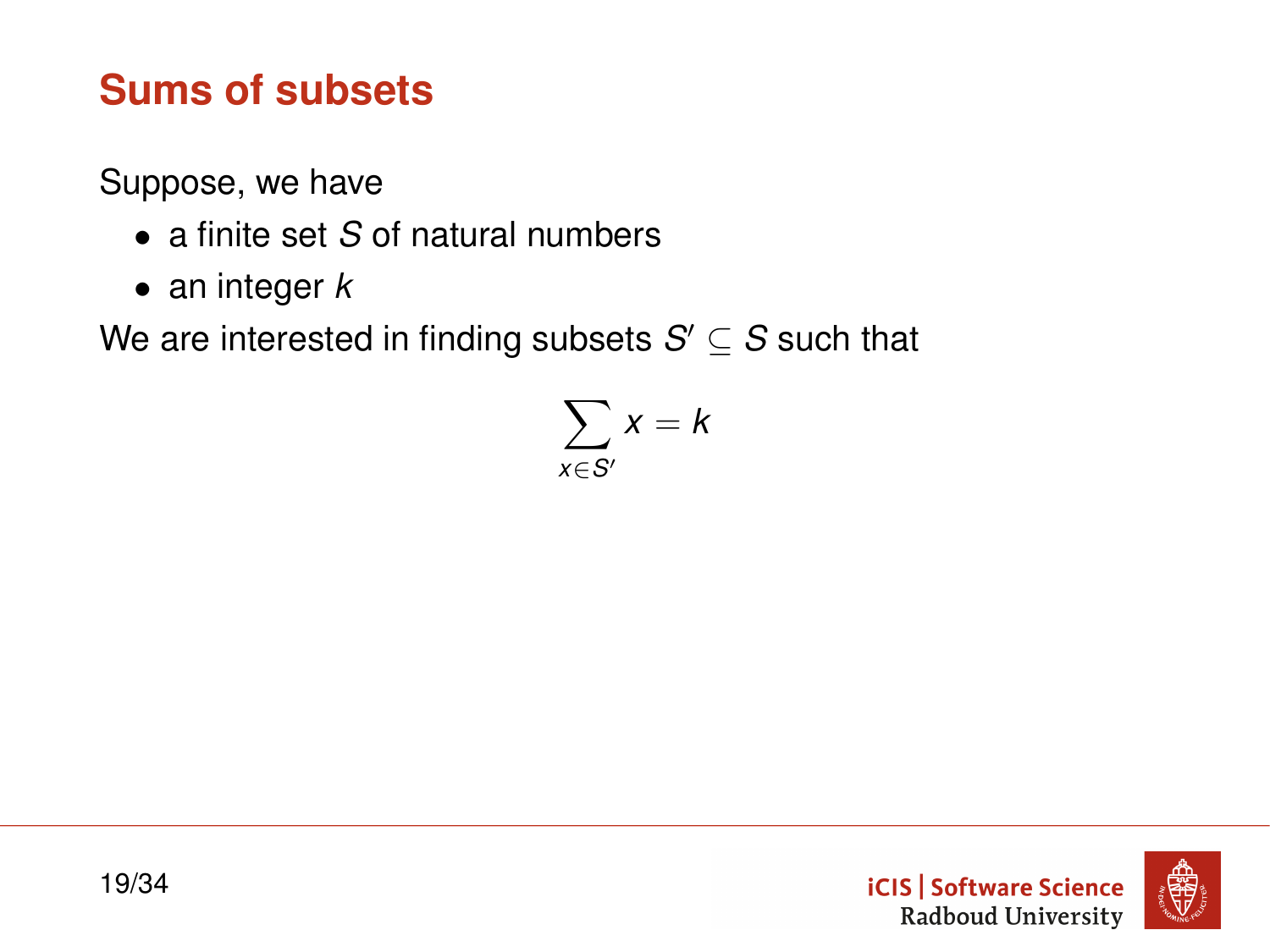# Sums of subsets

Suppose, we have

- a finite set $S$ of natural numbers
- an integer $k$

We are interested in finding subsets $S' \subseteq S$ such that

$$\sum_{x \in S'} x = k$$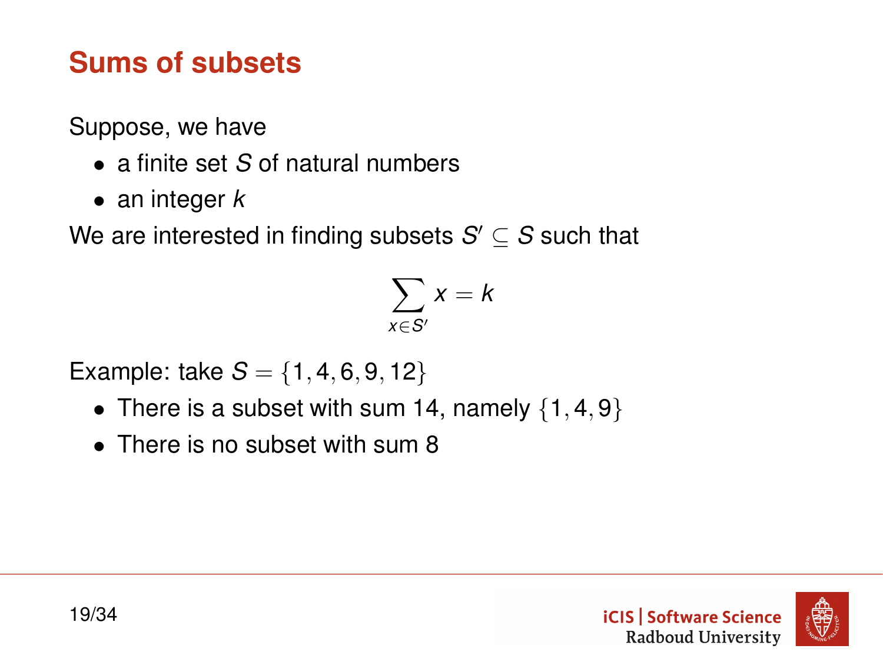# Sums of subsets

Suppose, we have

- a finite set $S$ of natural numbers
- an integer $k$

We are interested in finding subsets $S' \subseteq S$ such that

$$\sum_{x \in S'} x = k$$

Example: take $S = \{1, 4, 6, 9, 12\}$

- There is a subset with sum 14, namely $\{1, 4, 9\}$
- There is no subset with sum 8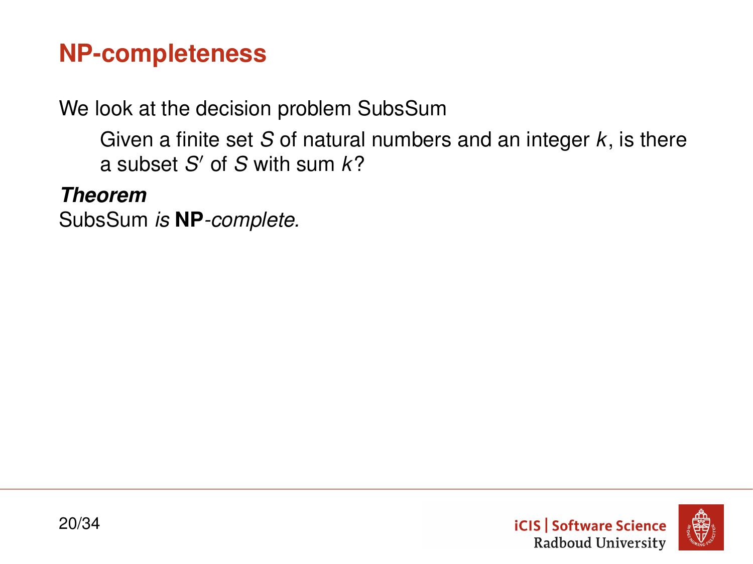# NP-completeness

We look at the decision problem SubsSum

> Given a finite set $S$ of natural numbers and an integer $k$, is there a subset $S'$ of $S$ with sum $k$?

***Theorem***
SubsSum *is* **NP**-*complete.*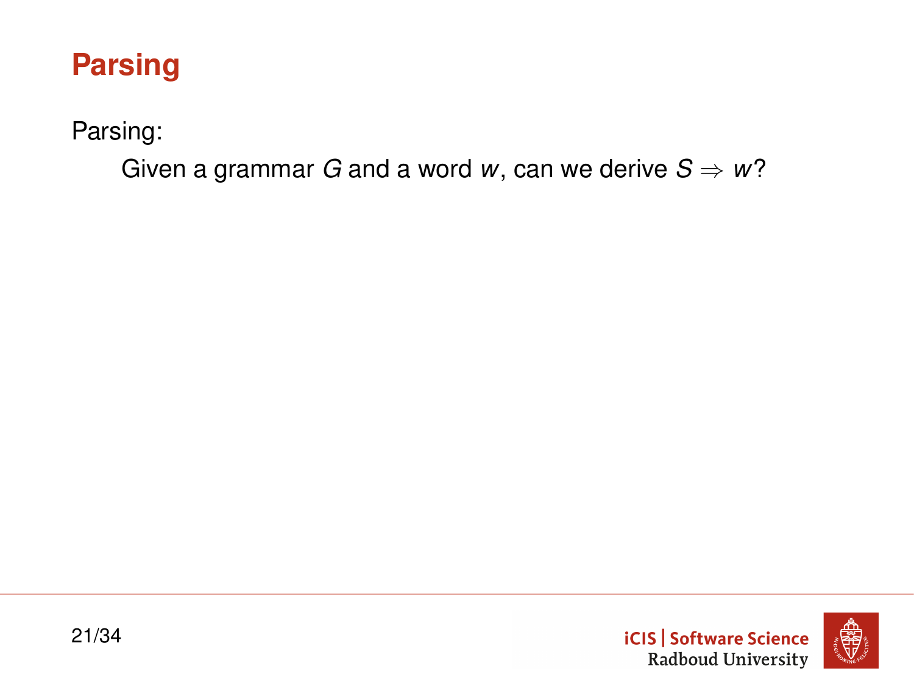# Parsing

Parsing:

> Given a grammar $G$ and a word $w$, can we derive $S \Rightarrow w$?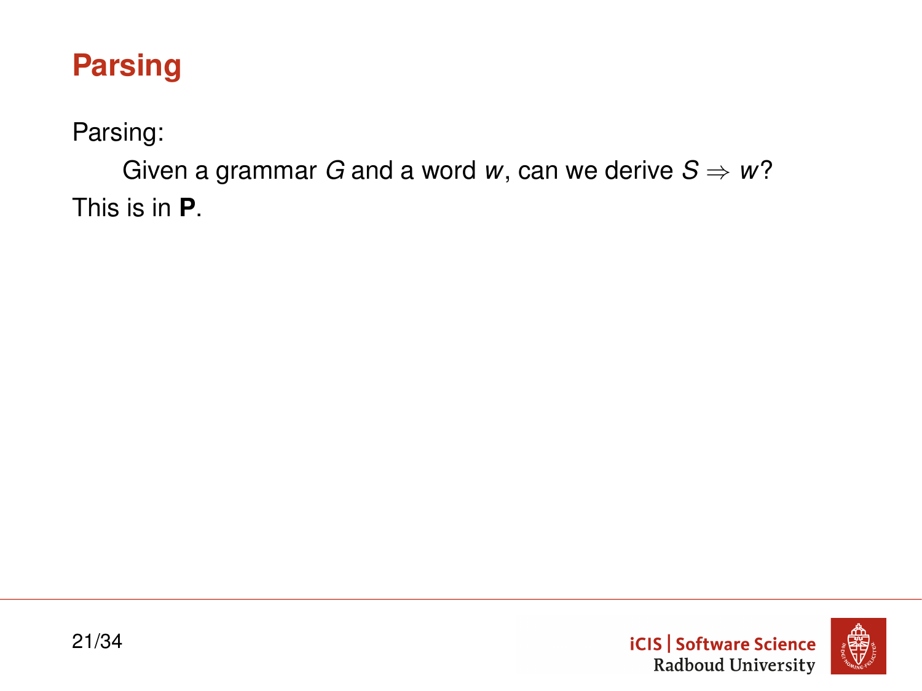# Parsing

Parsing:

> Given a grammar $G$ and a word $w$, can we derive $S \Rightarrow w$?

This is in **P**.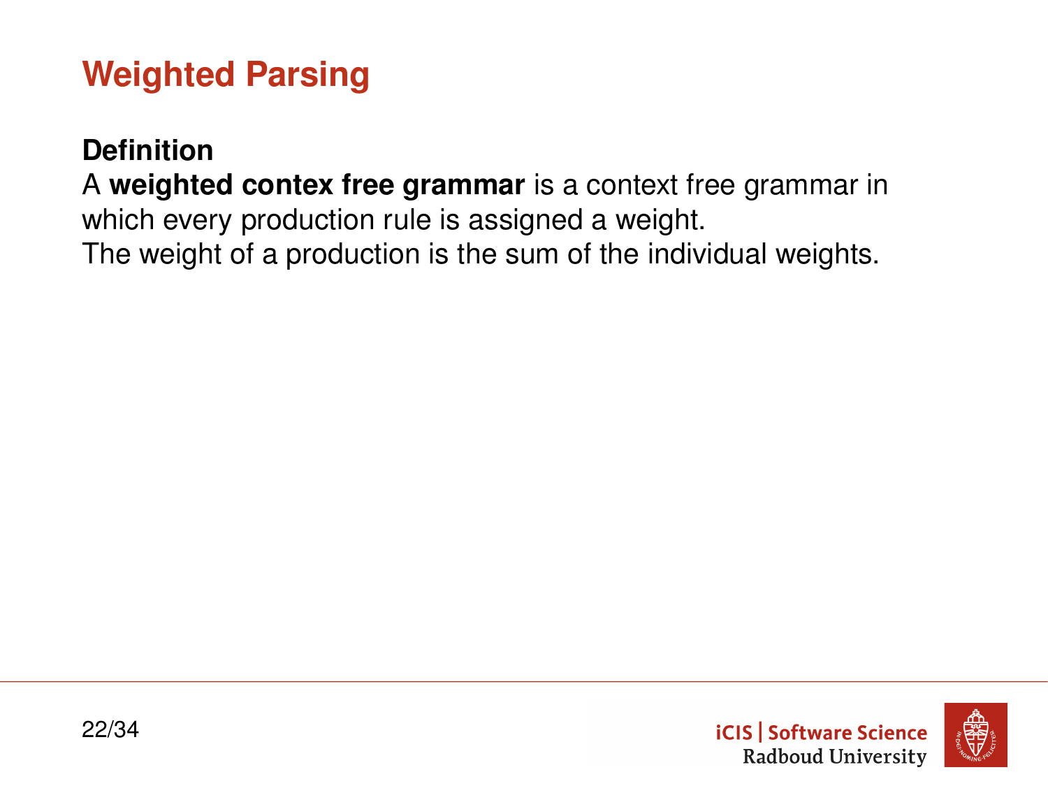# Weighted Parsing

**Definition**

A **weighted contex free grammar** is a context free grammar in which every production rule is assigned a weight.
The weight of a production is the sum of the individual weights.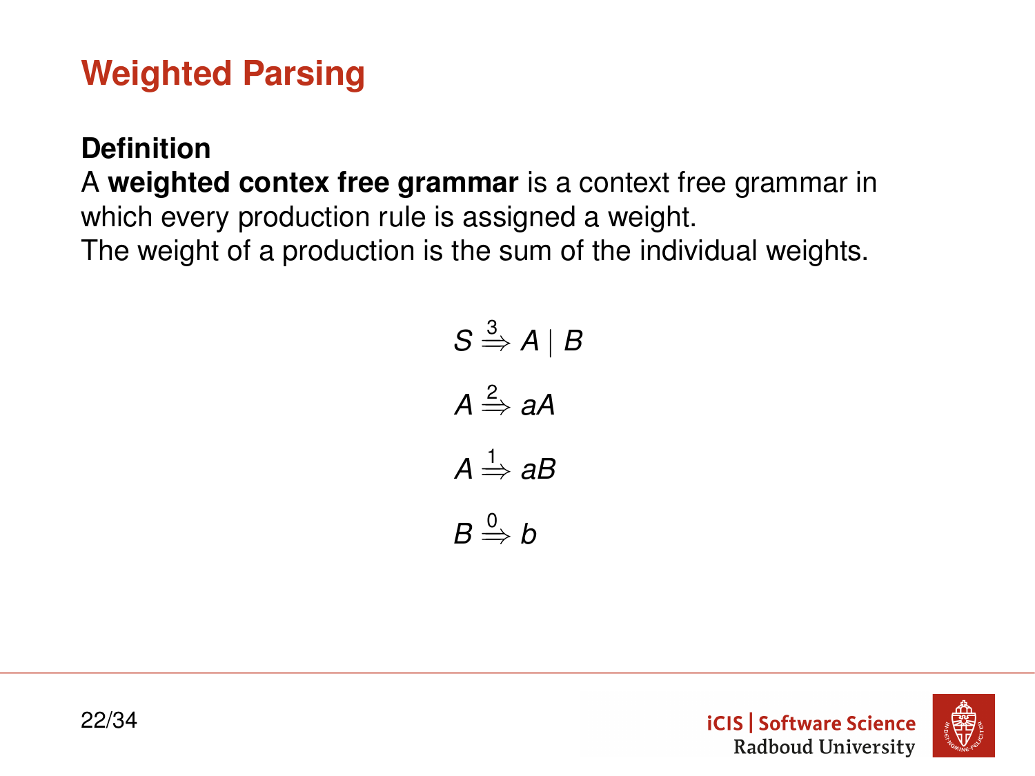# Weighted Parsing

**Definition**

A **weighted contex free grammar** is a context free grammar in which every production rule is assigned a weight.
The weight of a production is the sum of the individual weights.

$$S \overset{3}{\Rightarrow} A \mid B$$

$$A \overset{2}{\Rightarrow} aA$$

$$A \overset{1}{\Rightarrow} aB$$

$$B \overset{0}{\Rightarrow} b$$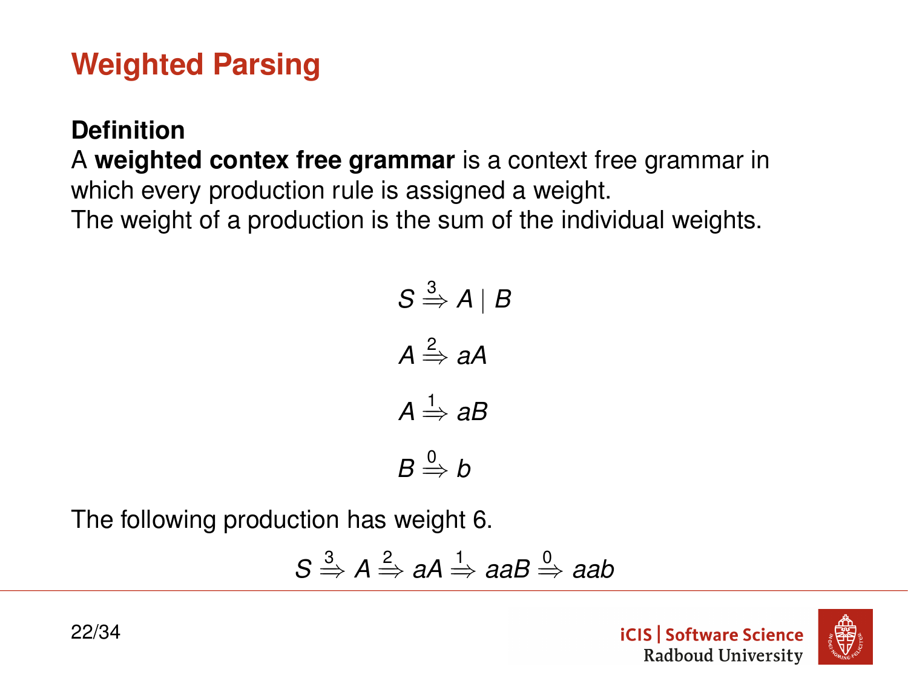# Weighted Parsing

**Definition**
A **weighted contex free grammar** is a context free grammar in which every production rule is assigned a weight.
The weight of a production is the sum of the individual weights.

$$S \stackrel{3}{\Rightarrow} A \mid B$$

$$A \stackrel{2}{\Rightarrow} aA$$

$$A \stackrel{1}{\Rightarrow} aB$$

$$B \stackrel{0}{\Rightarrow} b$$

The following production has weight 6.

$$S \stackrel{3}{\Rightarrow} A \stackrel{2}{\Rightarrow} aA \stackrel{1}{\Rightarrow} aaB \stackrel{0}{\Rightarrow} aab$$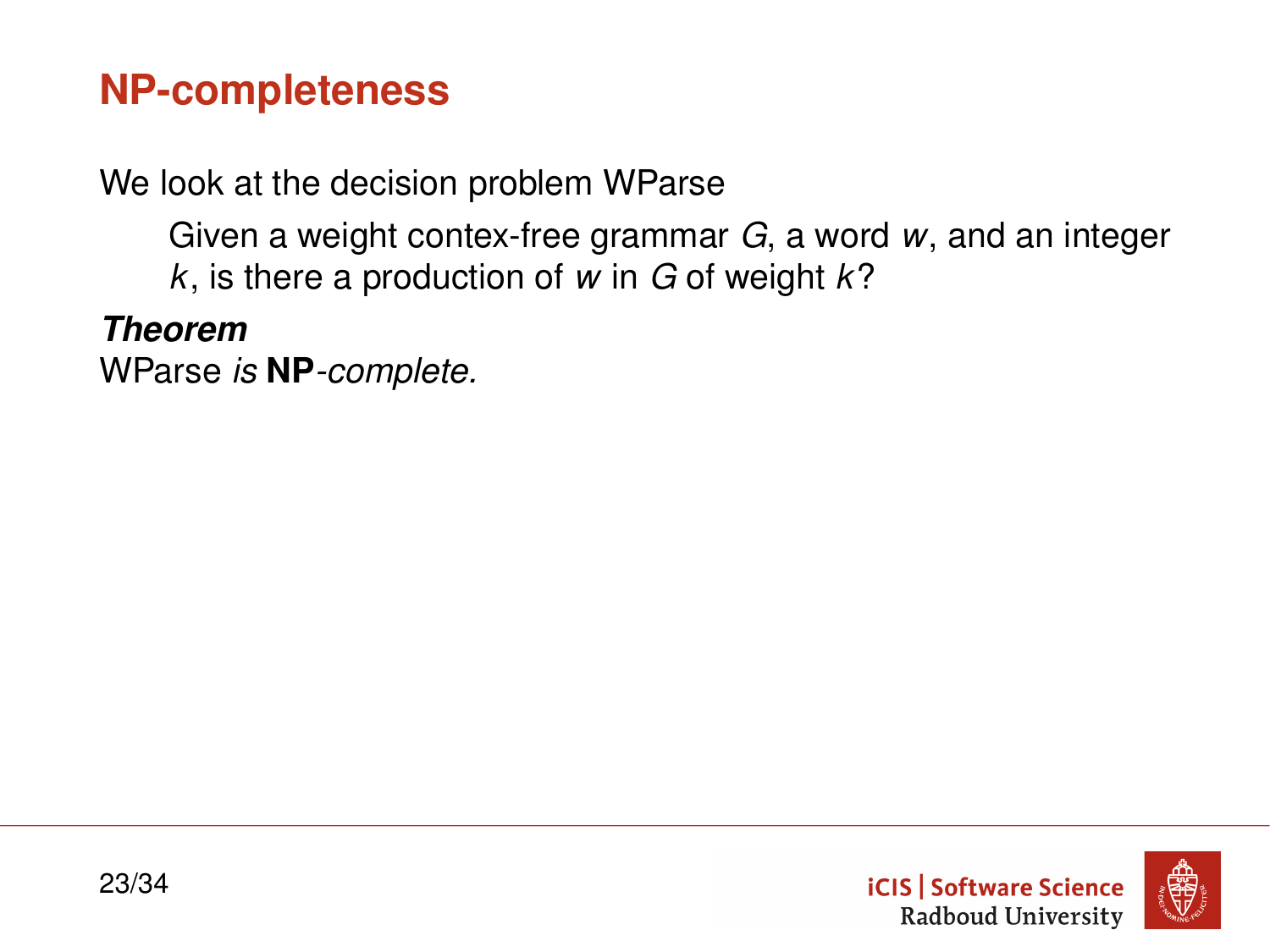## NP-completeness

We look at the decision problem WParse

> Given a weight contex-free grammar $G$, a word $w$, and an integer $k$, is there a production of $w$ in $G$ of weight $k$?

***Theorem***
WParse *is* **NP***-complete.*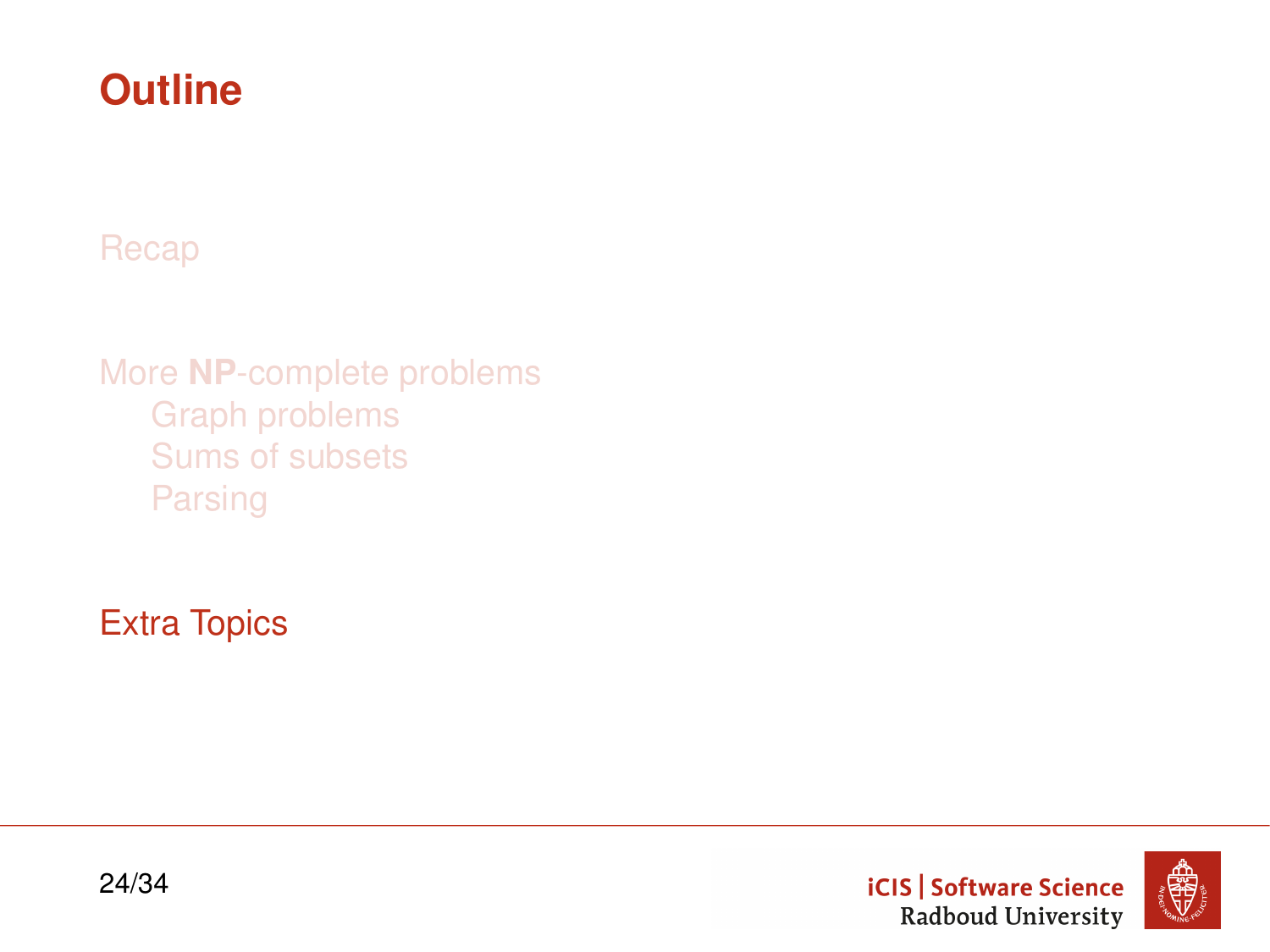# Outline

Recap

More **NP**-complete problems
- Graph problems
- Sums of subsets
- Parsing

Extra Topics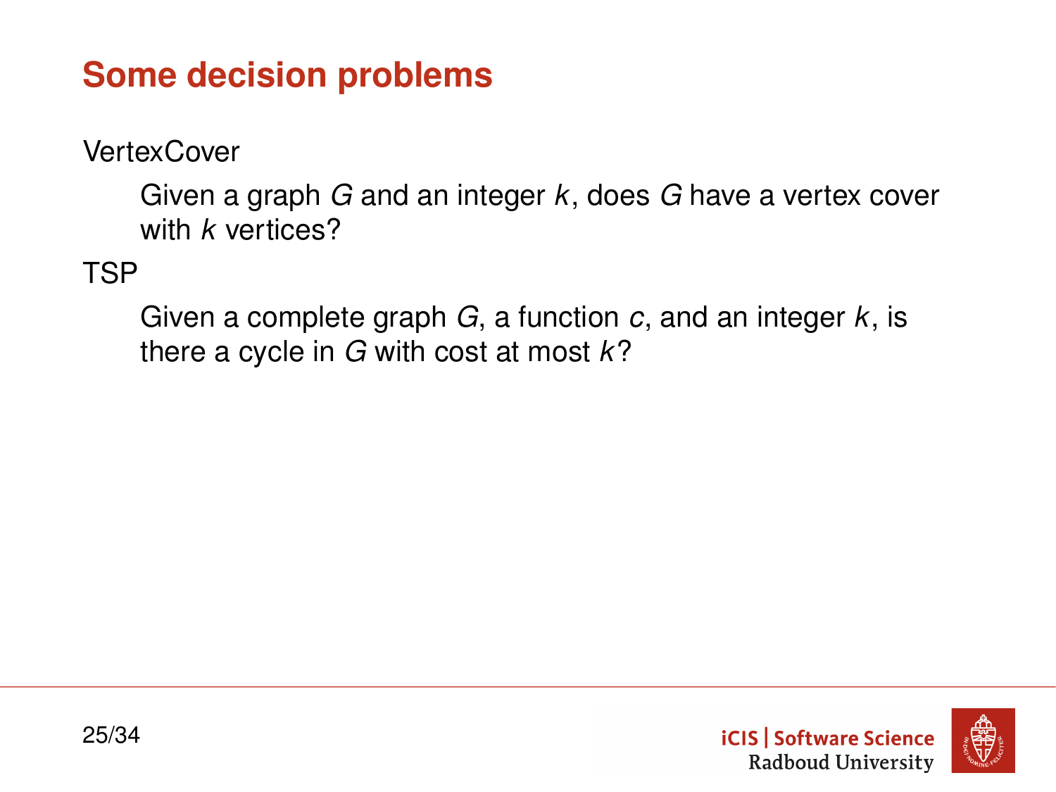# Some decision problems

VertexCover

> Given a graph $G$ and an integer $k$, does $G$ have a vertex cover with $k$ vertices?

TSP

> Given a complete graph $G$, a function $c$, and an integer $k$, is there a cycle in $G$ with cost at most $k$?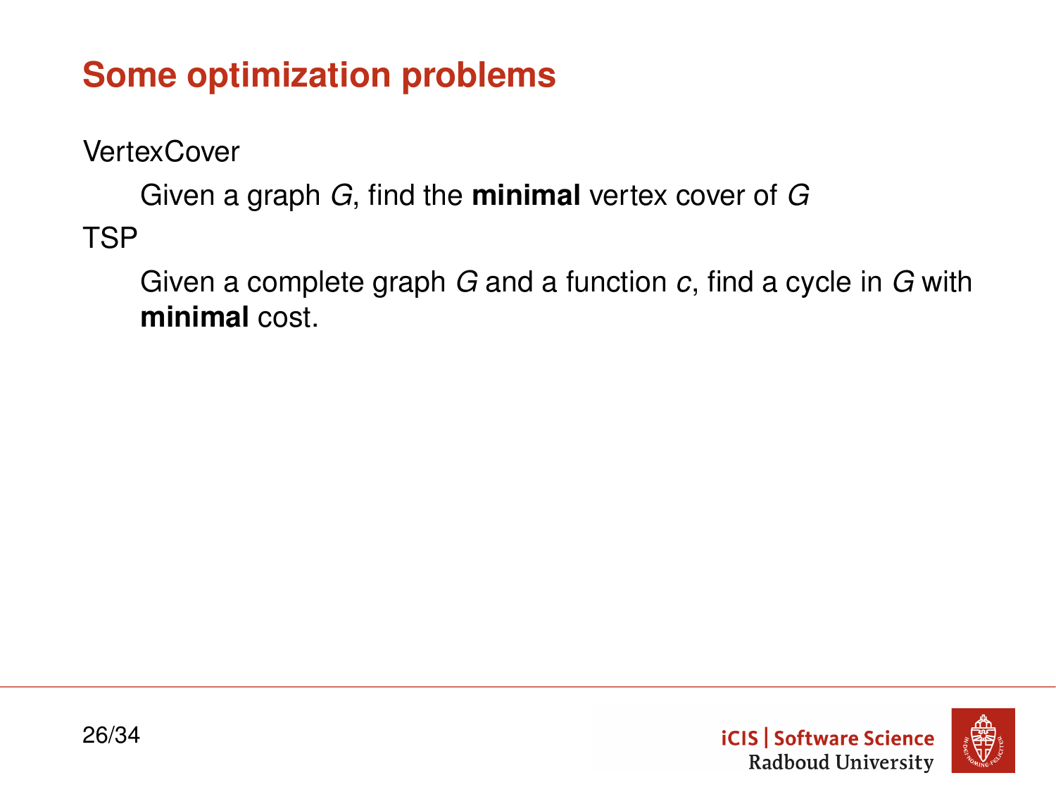# Some optimization problems

VertexCover

Given a graph $G$, find the **minimal** vertex cover of $G$

TSP

Given a complete graph $G$ and a function $c$, find a cycle in $G$ with **minimal** cost.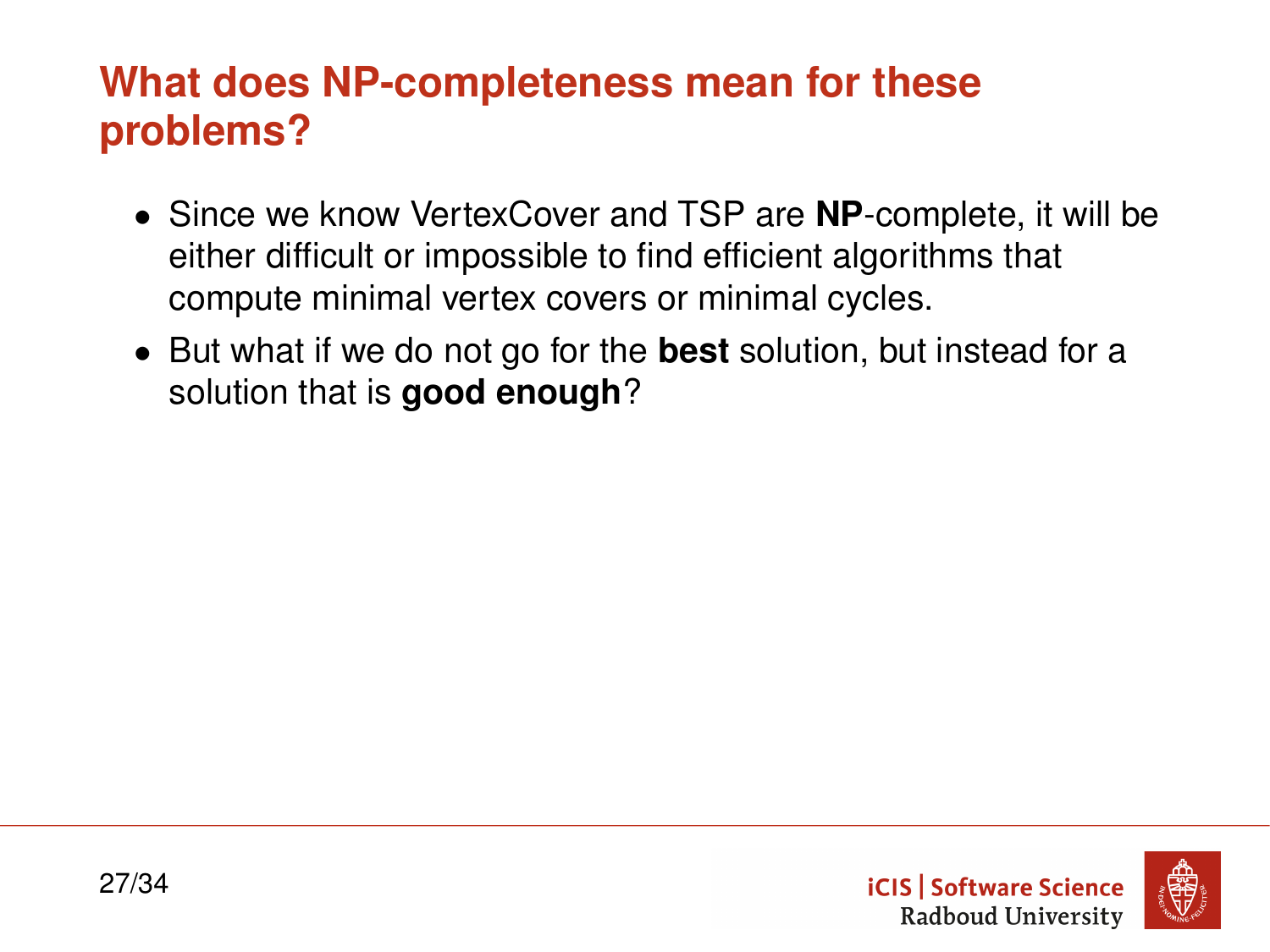# What does NP-completeness mean for these problems?

- Since we know VertexCover and TSP are **NP**-complete, it will be either difficult or impossible to find efficient algorithms that compute minimal vertex covers or minimal cycles.
- But what if we do not go for the **best** solution, but instead for a solution that is **good enough**?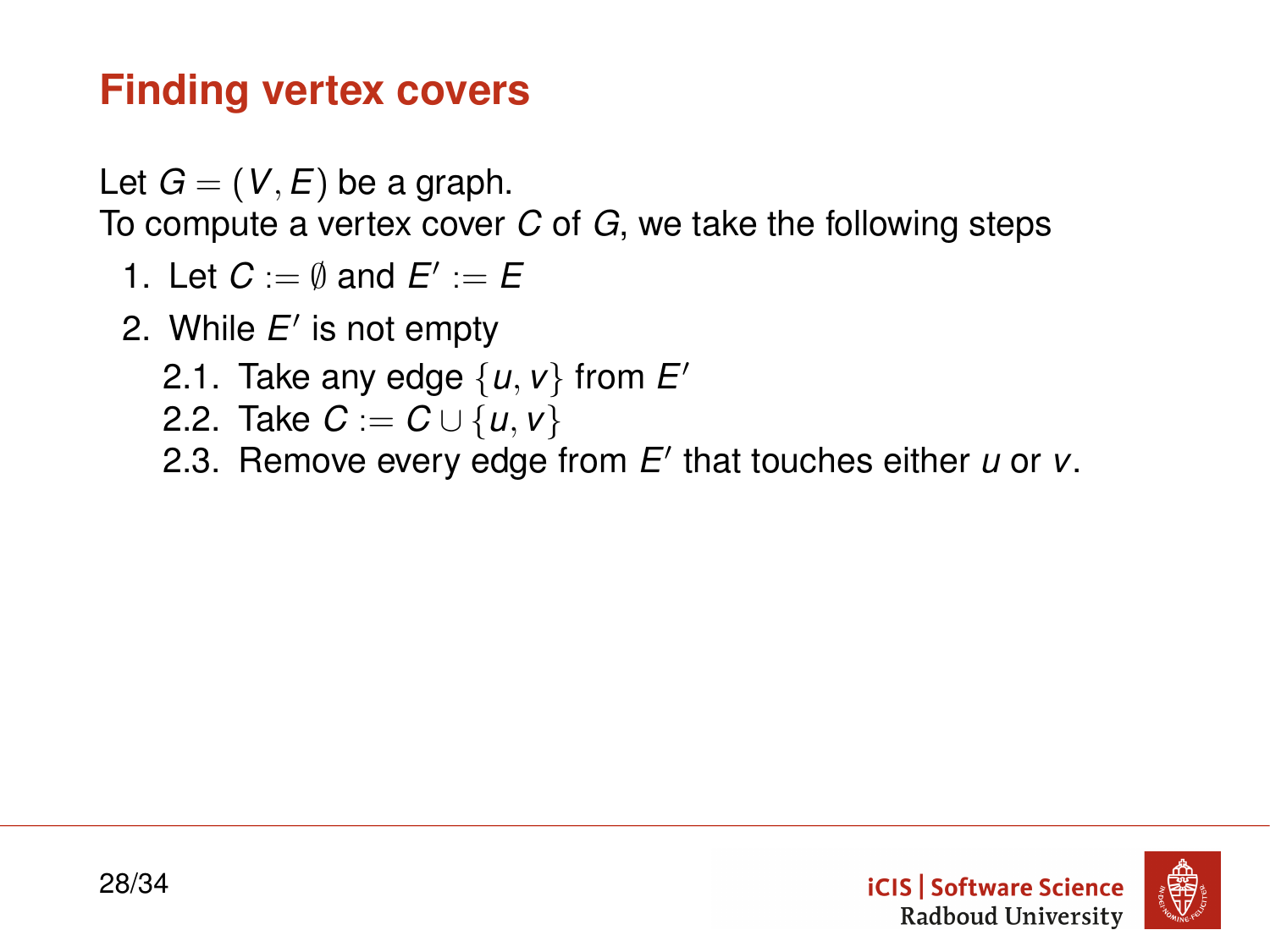# Finding vertex covers

Let $G = (V, E)$ be a graph.
To compute a vertex cover $C$ of $G$, we take the following steps

1. Let $C := \emptyset$ and $E' := E$
2. While $E'$ is not empty
   2.1. Take any edge $\{u, v\}$ from $E'$
   2.2. Take $C := C \cup \{u, v\}$
   2.3. Remove every edge from $E'$ that touches either $u$ or $v$.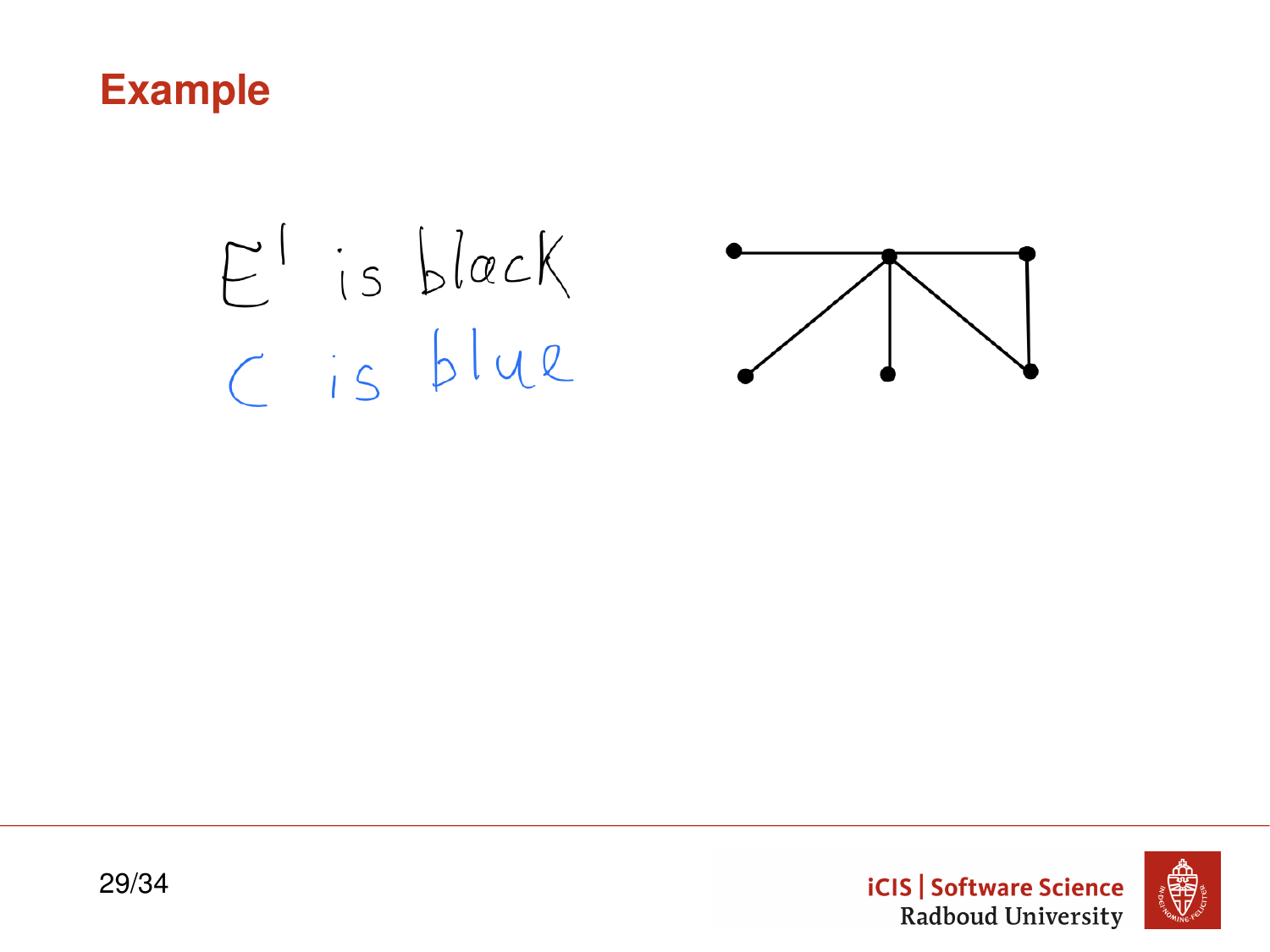# Example

$E'$ is black

$C$ is blue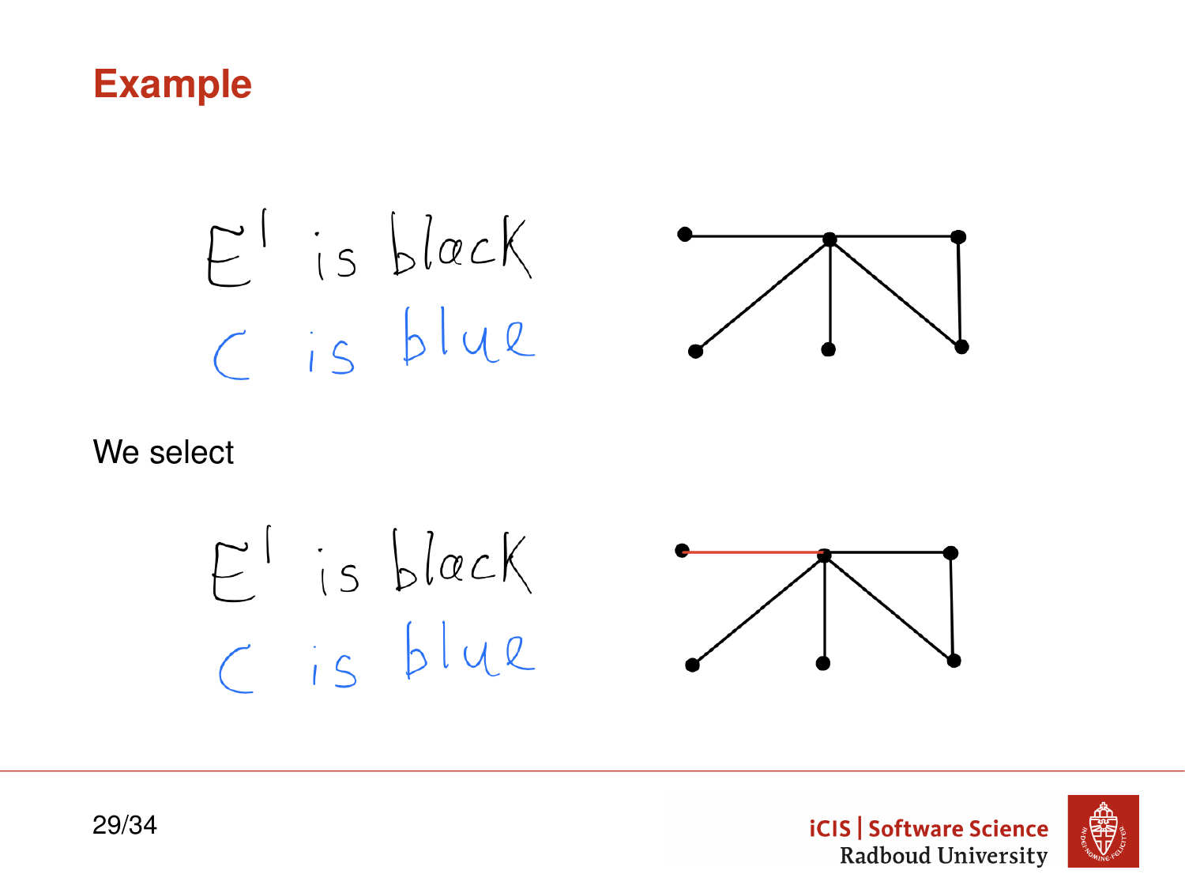# Example

$E'$ is black
$C$ is blue

We select

$E'$ is black
$C$ is blue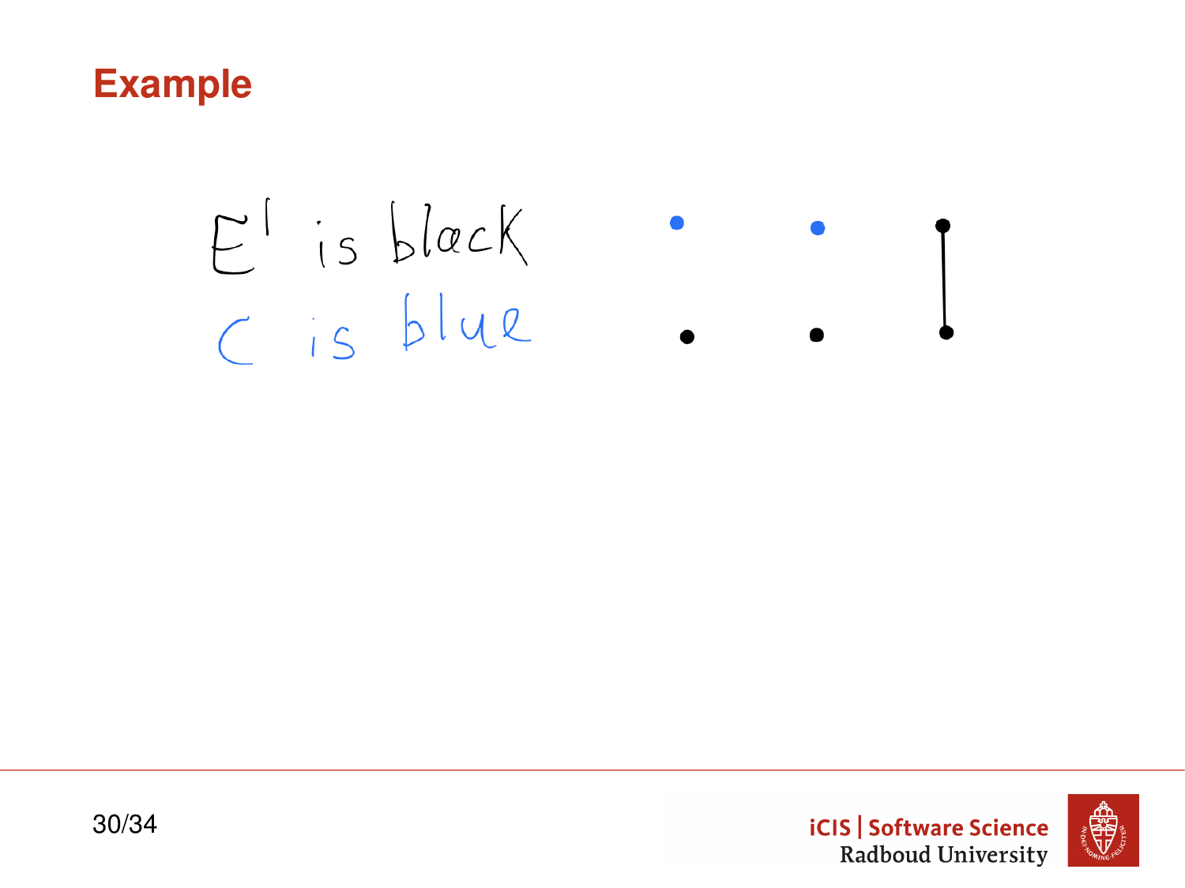# Example

$E'$ is black

$C$ is blue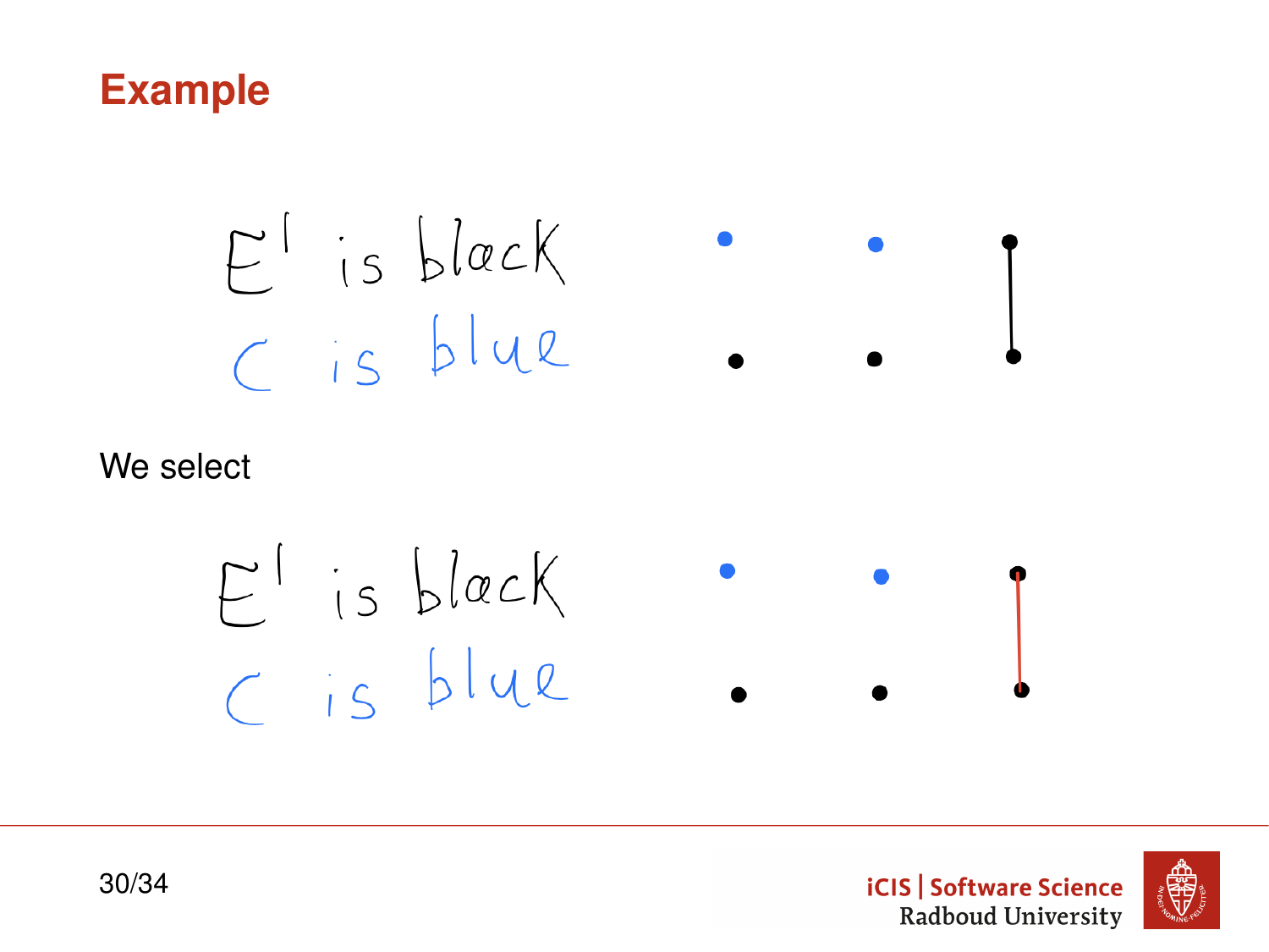# Example

$E'$ is black

$C$ is blue

We select

$E'$ is black

$C$ is blue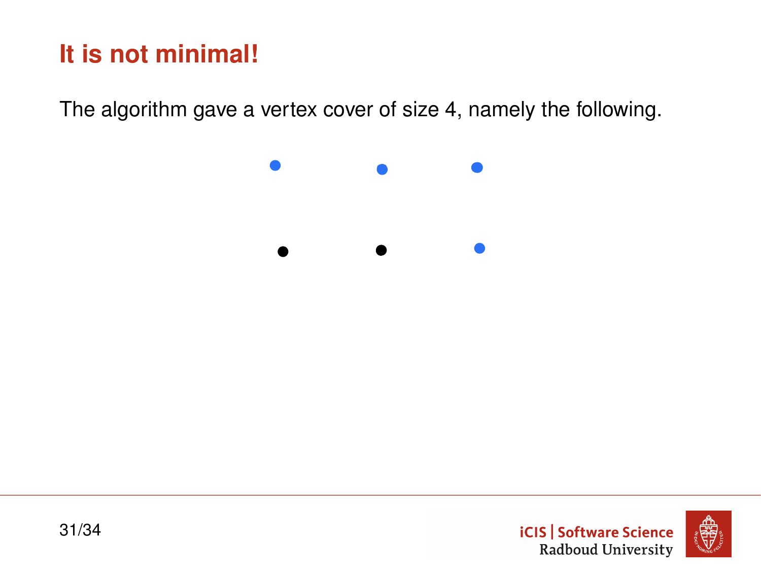# It is not minimal!

The algorithm gave a vertex cover of size 4, namely the following.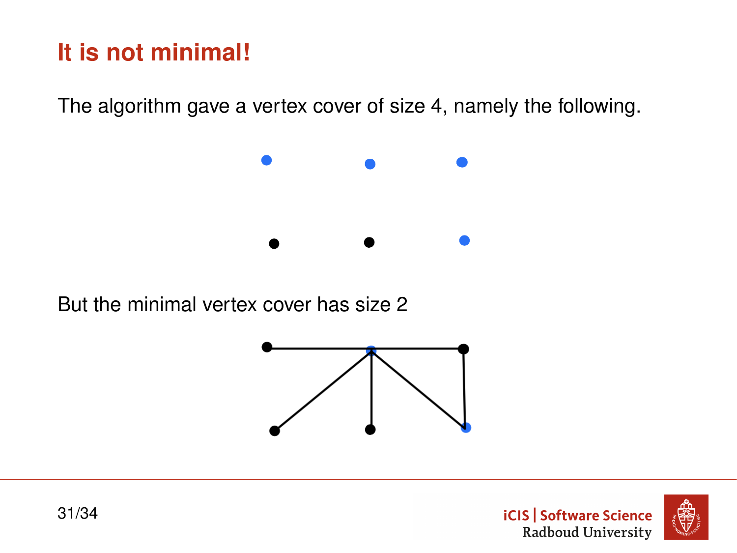# It is not minimal!

The algorithm gave a vertex cover of size 4, namely the following.

But the minimal vertex cover has size 2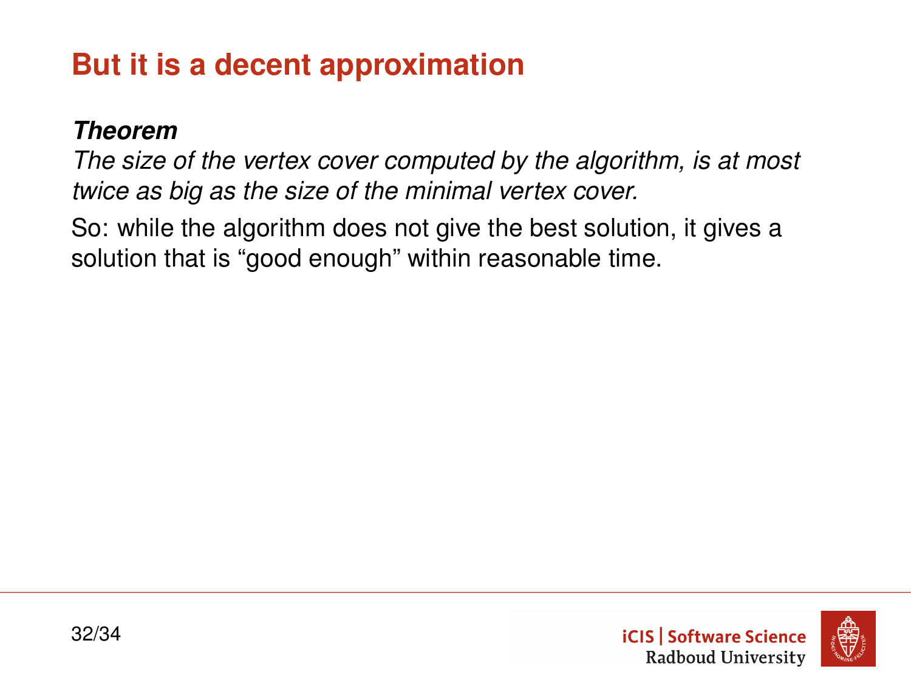# But it is a decent approximation

***Theorem***
*The size of the vertex cover computed by the algorithm, is at most twice as big as the size of the minimal vertex cover.*

So: while the algorithm does not give the best solution, it gives a solution that is “good enough” within reasonable time.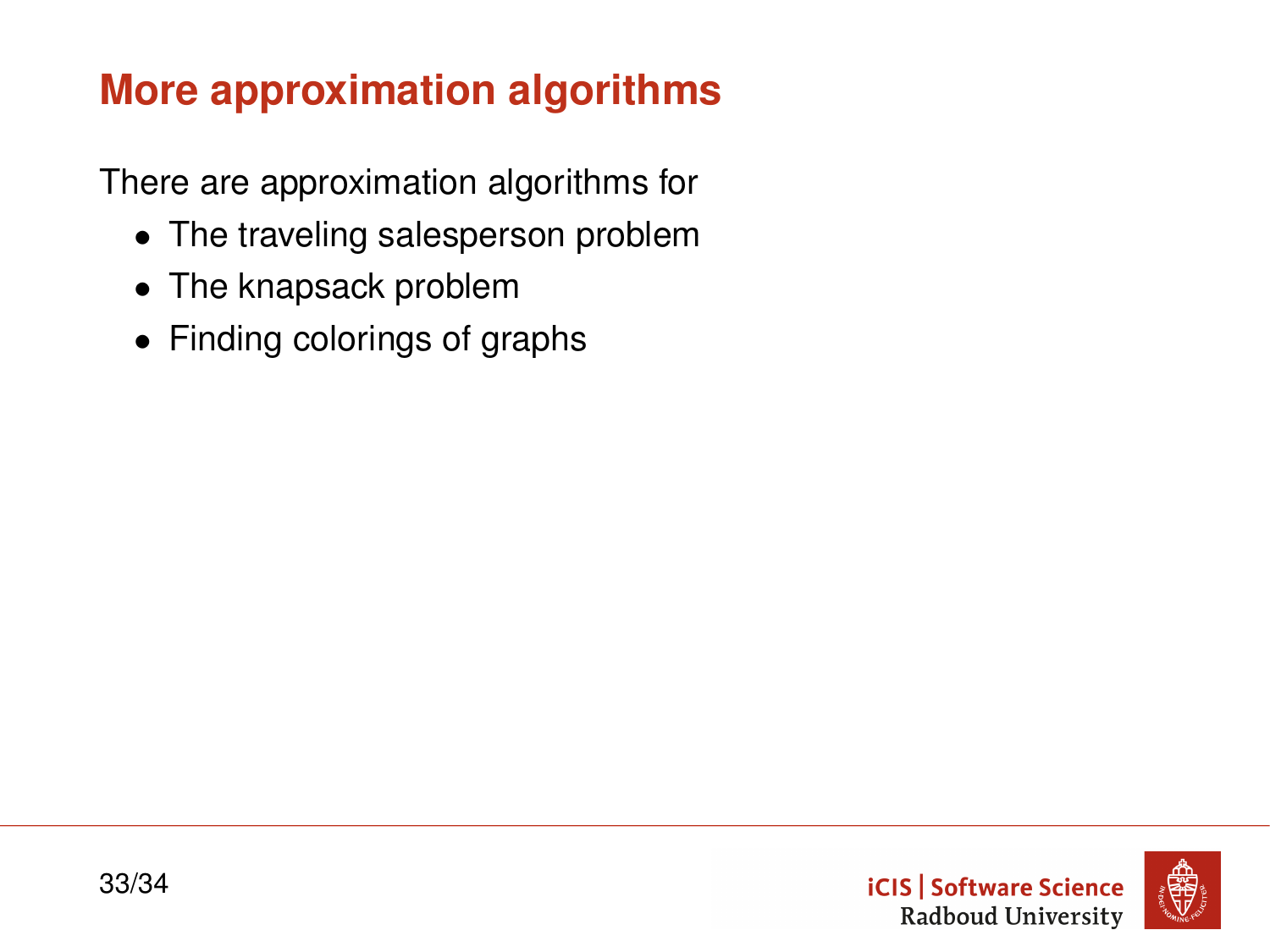## More approximation algorithms

There are approximation algorithms for

- The traveling salesperson problem
- The knapsack problem
- Finding colorings of graphs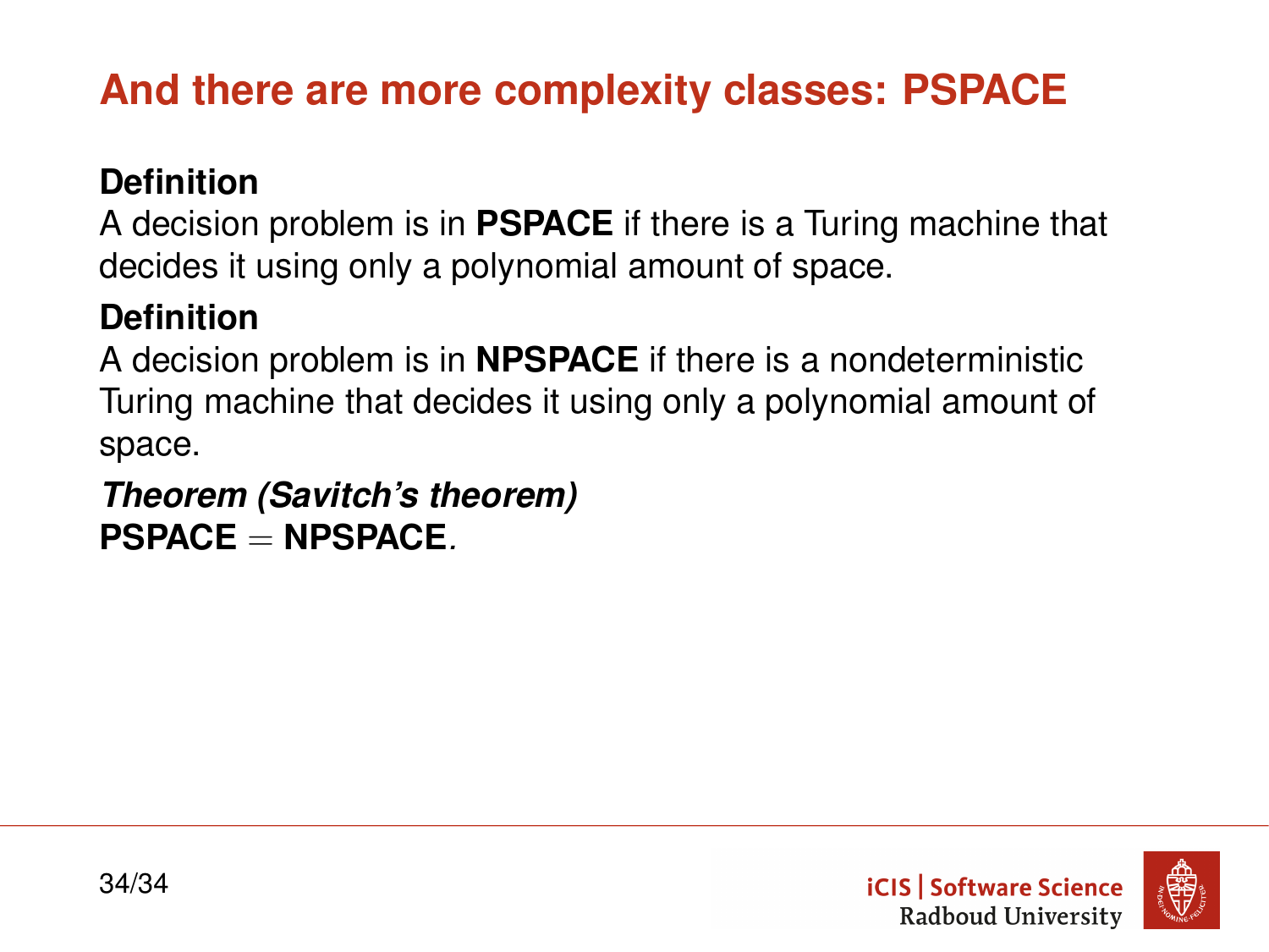# And there are more complexity classes: PSPACE

**Definition**
A decision problem is in **PSPACE** if there is a Turing machine that decides it using only a polynomial amount of space.

**Definition**
A decision problem is in **NPSPACE** if there is a nondeterministic Turing machine that decides it using only a polynomial amount of space.

***Theorem (Savitch's theorem)***
**PSPACE** = **NPSPACE**.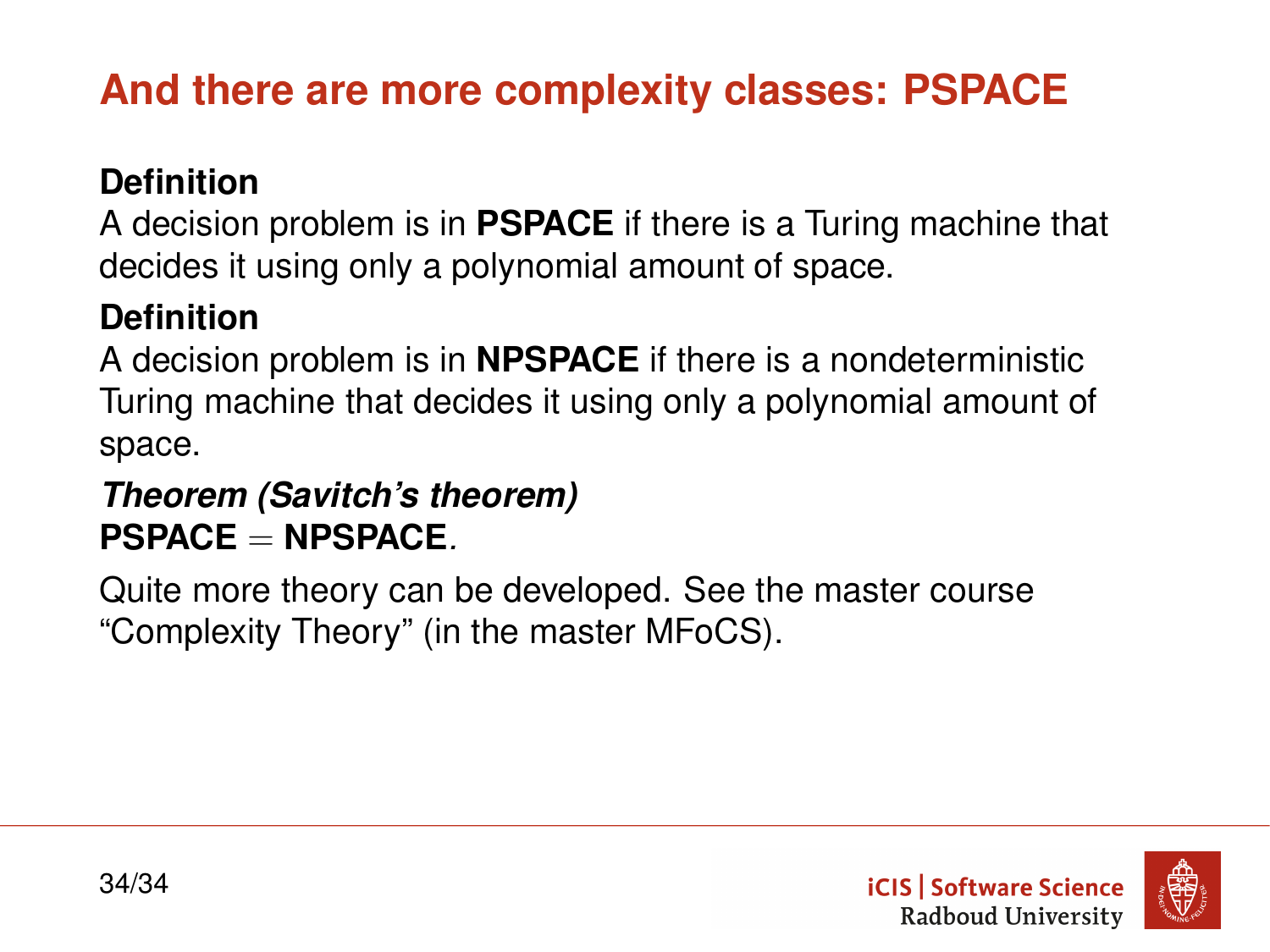# And there are more complexity classes: PSPACE

**Definition**
A decision problem is in **PSPACE** if there is a Turing machine that decides it using only a polynomial amount of space.

**Definition**
A decision problem is in **NPSPACE** if there is a nondeterministic Turing machine that decides it using only a polynomial amount of space.

***Theorem (Savitch's theorem)***
**PSPACE** = **NPSPACE**.

Quite more theory can be developed. See the master course "Complexity Theory" (in the master MFoCS).